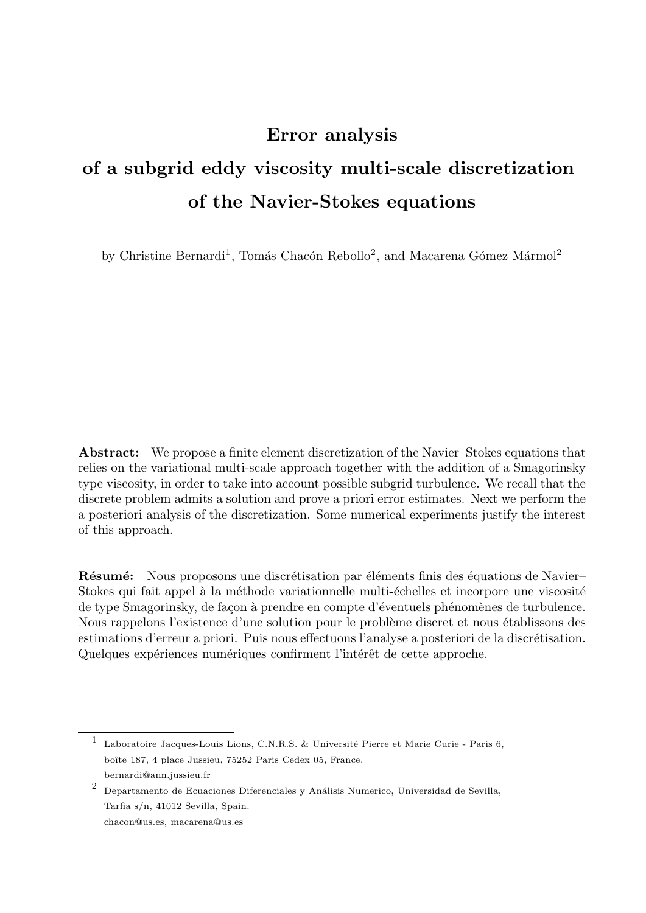# Error analysis
# of a subgrid eddy viscosity multi-scale discretization
# of the Navier-Stokes equations

by Christine Bernardi[1], Tomás Chacón Rebollo[2], and Macarena Gómez Mármol[2]

**Abstract:** We propose a finite element discretization of the Navier–Stokes equations that relies on the variational multi-scale approach together with the addition of a Smagorinsky type viscosity, in order to take into account possible subgrid turbulence. We recall that the discrete problem admits a solution and prove a priori error estimates. Next we perform the a posteriori analysis of the discretization. Some numerical experiments justify the interest of this approach.

**Résumé:** Nous proposons une discrétisation par éléments finis des équations de Navier–Stokes qui fait appel à la méthode variationnelle multi-échelles et incorpore une viscosité de type Smagorinsky, de façon à prendre en compte d'éventuels phénomènes de turbulence. Nous rappelons l'existence d'une solution pour le problème discret et nous établissons des estimations d'erreur a priori. Puis nous effectuons l'analyse a posteriori de la discrétisation. Quelques expériences numériques confirment l'intérêt de cette approche.

---

[1] Laboratoire Jacques-Louis Lions, C.N.R.S. & Université Pierre et Marie Curie - Paris 6, boîte 187, 4 place Jussieu, 75252 Paris Cedex 05, France.
bernardi@ann.jussieu.fr

[2] Departamento de Ecuaciones Diferenciales y Análisis Numerico, Universidad de Sevilla, Tarfia s/n, 41012 Sevilla, Spain.
chacon@us.es, macarena@us.es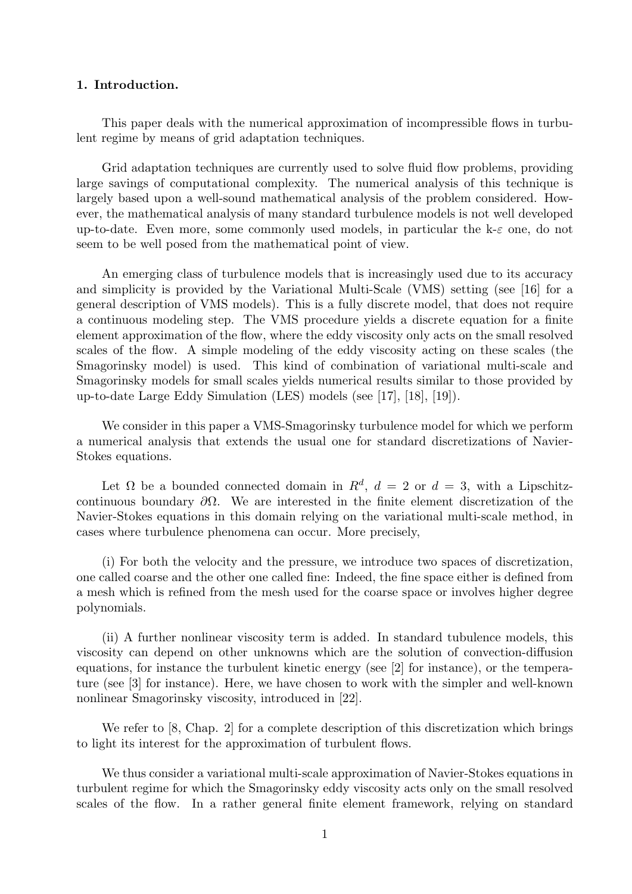## 1. Introduction.

This paper deals with the numerical approximation of incompressible flows in turbulent regime by means of grid adaptation techniques.

Grid adaptation techniques are currently used to solve fluid flow problems, providing large savings of computational complexity. The numerical analysis of this technique is largely based upon a well-sound mathematical analysis of the problem considered. However, the mathematical analysis of many standard turbulence models is not well developed up-to-date. Even more, some commonly used models, in particular the k-$\varepsilon$ one, do not seem to be well posed from the mathematical point of view.

An emerging class of turbulence models that is increasingly used due to its accuracy and simplicity is provided by the Variational Multi-Scale (VMS) setting (see [16] for a general description of VMS models). This is a fully discrete model, that does not require a continuous modeling step. The VMS procedure yields a discrete equation for a finite element approximation of the flow, where the eddy viscosity only acts on the small resolved scales of the flow. A simple modeling of the eddy viscosity acting on these scales (the Smagorinsky model) is used. This kind of combination of variational multi-scale and Smagorinsky models for small scales yields numerical results similar to those provided by up-to-date Large Eddy Simulation (LES) models (see [17], [18], [19]).

We consider in this paper a VMS-Smagorinsky turbulence model for which we perform a numerical analysis that extends the usual one for standard discretizations of Navier-Stokes equations.

Let $\Omega$ be a bounded connected domain in $R^d$, $d = 2$ or $d = 3$, with a Lipschitz-continuous boundary $\partial\Omega$. We are interested in the finite element discretization of the Navier-Stokes equations in this domain relying on the variational multi-scale method, in cases where turbulence phenomena can occur. More precisely,

(i) For both the velocity and the pressure, we introduce two spaces of discretization, one called coarse and the other one called fine: Indeed, the fine space either is defined from a mesh which is refined from the mesh used for the coarse space or involves higher degree polynomials.

(ii) A further nonlinear viscosity term is added. In standard tubulence models, this viscosity can depend on other unknowns which are the solution of convection-diffusion equations, for instance the turbulent kinetic energy (see [2] for instance), or the temperature (see [3] for instance). Here, we have chosen to work with the simpler and well-known nonlinear Smagorinsky viscosity, introduced in [22].

We refer to [8, Chap. 2] for a complete description of this discretization which brings to light its interest for the approximation of turbulent flows.

We thus consider a variational multi-scale approximation of Navier-Stokes equations in turbulent regime for which the Smagorinsky eddy viscosity acts only on the small resolved scales of the flow. In a rather general finite element framework, relying on standard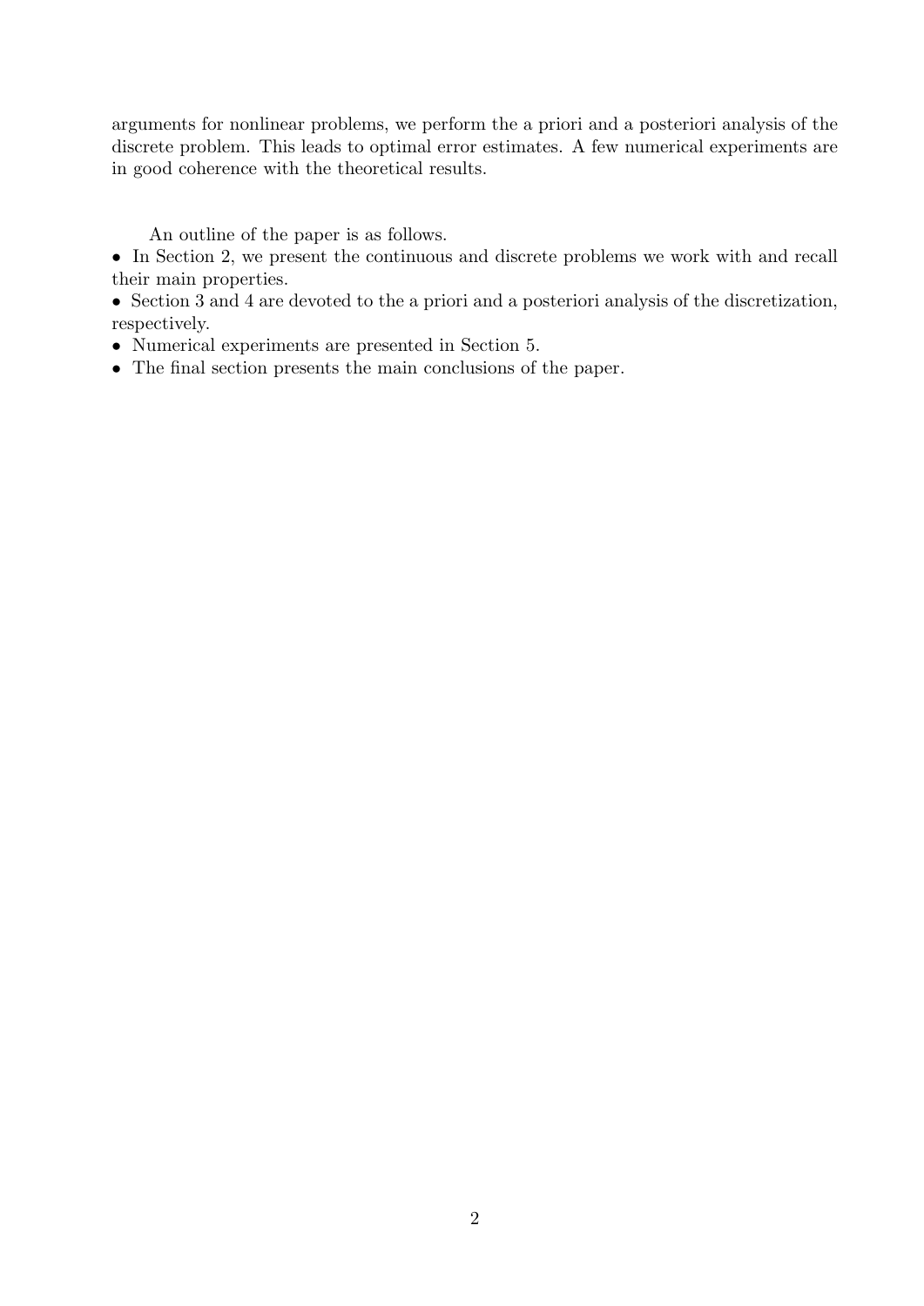arguments for nonlinear problems, we perform the a priori and a posteriori analysis of the discrete problem. This leads to optimal error estimates. A few numerical experiments are in good coherence with the theoretical results.

An outline of the paper is as follows.

- In Section 2, we present the continuous and discrete problems we work with and recall their main properties.
- Section 3 and 4 are devoted to the a priori and a posteriori analysis of the discretization, respectively.
- Numerical experiments are presented in Section 5.
- The final section presents the main conclusions of the paper.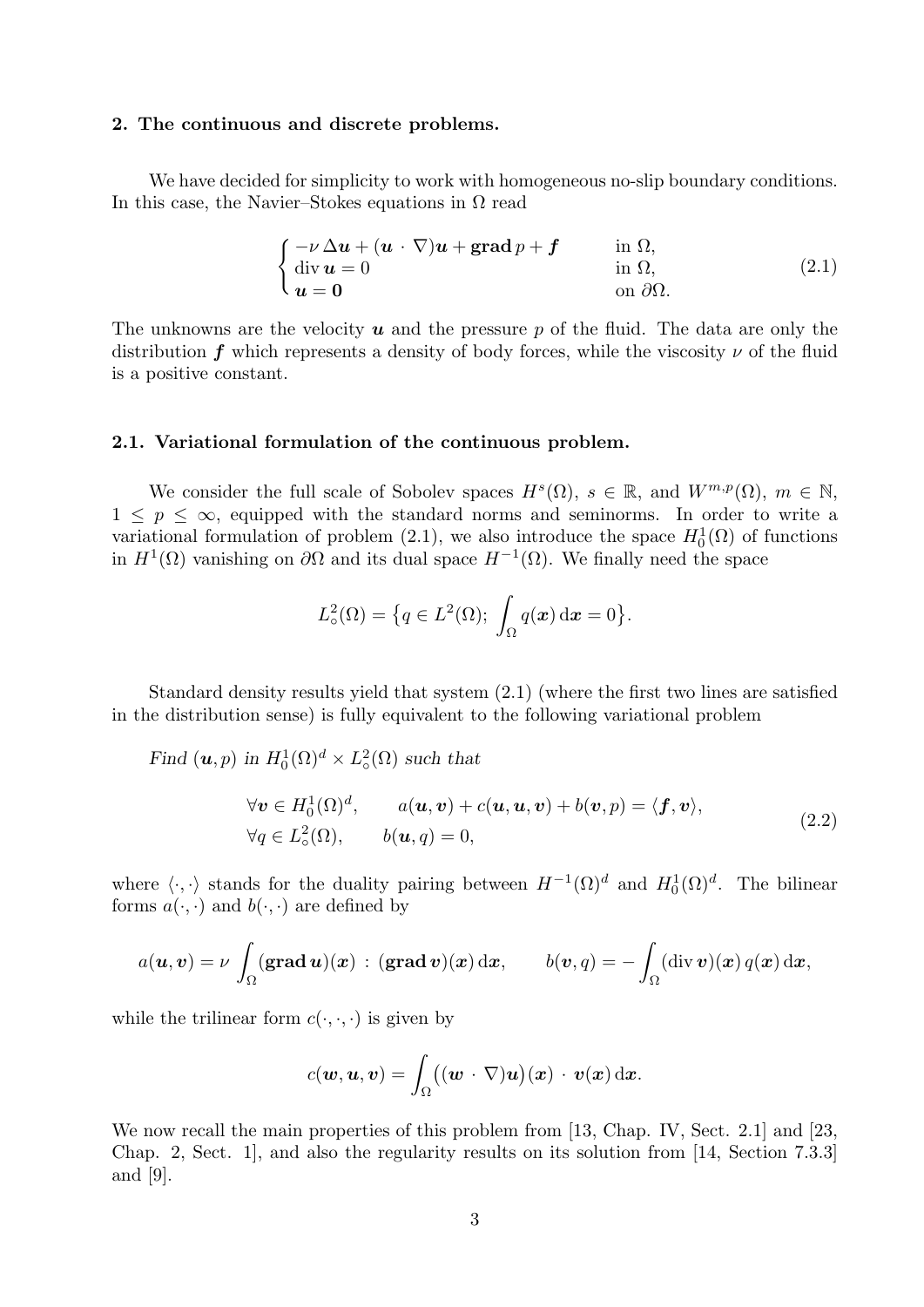## 2. The continuous and discrete problems.

We have decided for simplicity to work with homogeneous no-slip boundary conditions. In this case, the Navier–Stokes equations in $\Omega$ read

$$\begin{cases} -\nu\,\Delta \boldsymbol{u} + (\boldsymbol{u}\,\cdot\,\nabla)\boldsymbol{u} + \mathbf{grad}\,p + \boldsymbol{f} & \text{in } \Omega, \\ \operatorname{div} \boldsymbol{u} = 0 & \text{in } \Omega, \\ \boldsymbol{u} = \mathbf{0} & \text{on } \partial\Omega. \end{cases} \tag{2.1}$$

The unknowns are the velocity $\boldsymbol{u}$ and the pressure $p$ of the fluid. The data are only the distribution $\boldsymbol{f}$ which represents a density of body forces, while the viscosity $\nu$ of the fluid is a positive constant.

### 2.1. Variational formulation of the continuous problem.

We consider the full scale of Sobolev spaces $H^s(\Omega)$, $s \in \mathbb{R}$, and $W^{m,p}(\Omega)$, $m \in \mathbb{N}$, $1 \le p \le \infty$, equipped with the standard norms and seminorms. In order to write a variational formulation of problem (2.1), we also introduce the space $H_0^1(\Omega)$ of functions in $H^1(\Omega)$ vanishing on $\partial\Omega$ and its dual space $H^{-1}(\Omega)$. We finally need the space

$$L^2_\circ(\Omega) = \big\{ q \in L^2(\Omega);\ \int_\Omega q(\boldsymbol{x})\,\mathrm{d}\boldsymbol{x} = 0 \big\}.$$

Standard density results yield that system (2.1) (where the first two lines are satisfied in the distribution sense) is fully equivalent to the following variational problem

*Find $(\boldsymbol{u}, p)$ in $H_0^1(\Omega)^d \times L^2_\circ(\Omega)$ such that*

$$\begin{aligned} &\forall \boldsymbol{v} \in H_0^1(\Omega)^d, \qquad a(\boldsymbol{u}, \boldsymbol{v}) + c(\boldsymbol{u}, \boldsymbol{u}, \boldsymbol{v}) + b(\boldsymbol{v}, p) = \langle \boldsymbol{f}, \boldsymbol{v} \rangle, \\ &\forall q \in L^2_\circ(\Omega), \qquad b(\boldsymbol{u}, q) = 0, \end{aligned} \tag{2.2}$$

where $\langle \cdot, \cdot \rangle$ stands for the duality pairing between $H^{-1}(\Omega)^d$ and $H_0^1(\Omega)^d$. The bilinear forms $a(\cdot, \cdot)$ and $b(\cdot, \cdot)$ are defined by

$$a(\boldsymbol{u}, \boldsymbol{v}) = \nu \int_\Omega (\mathbf{grad}\,\boldsymbol{u})(\boldsymbol{x}) : (\mathbf{grad}\,\boldsymbol{v})(\boldsymbol{x})\,\mathrm{d}\boldsymbol{x}, \qquad b(\boldsymbol{v}, q) = -\int_\Omega (\operatorname{div} \boldsymbol{v})(\boldsymbol{x})\,q(\boldsymbol{x})\,\mathrm{d}\boldsymbol{x},$$

while the trilinear form $c(\cdot, \cdot, \cdot)$ is given by

$$c(\boldsymbol{w}, \boldsymbol{u}, \boldsymbol{v}) = \int_\Omega \big( (\boldsymbol{w}\,\cdot\,\nabla)\boldsymbol{u} \big)(\boldsymbol{x})\,\cdot\,\boldsymbol{v}(\boldsymbol{x})\,\mathrm{d}\boldsymbol{x}.$$

We now recall the main properties of this problem from [13, Chap. IV, Sect. 2.1] and [23, Chap. 2, Sect. 1], and also the regularity results on its solution from [14, Section 7.3.3] and [9].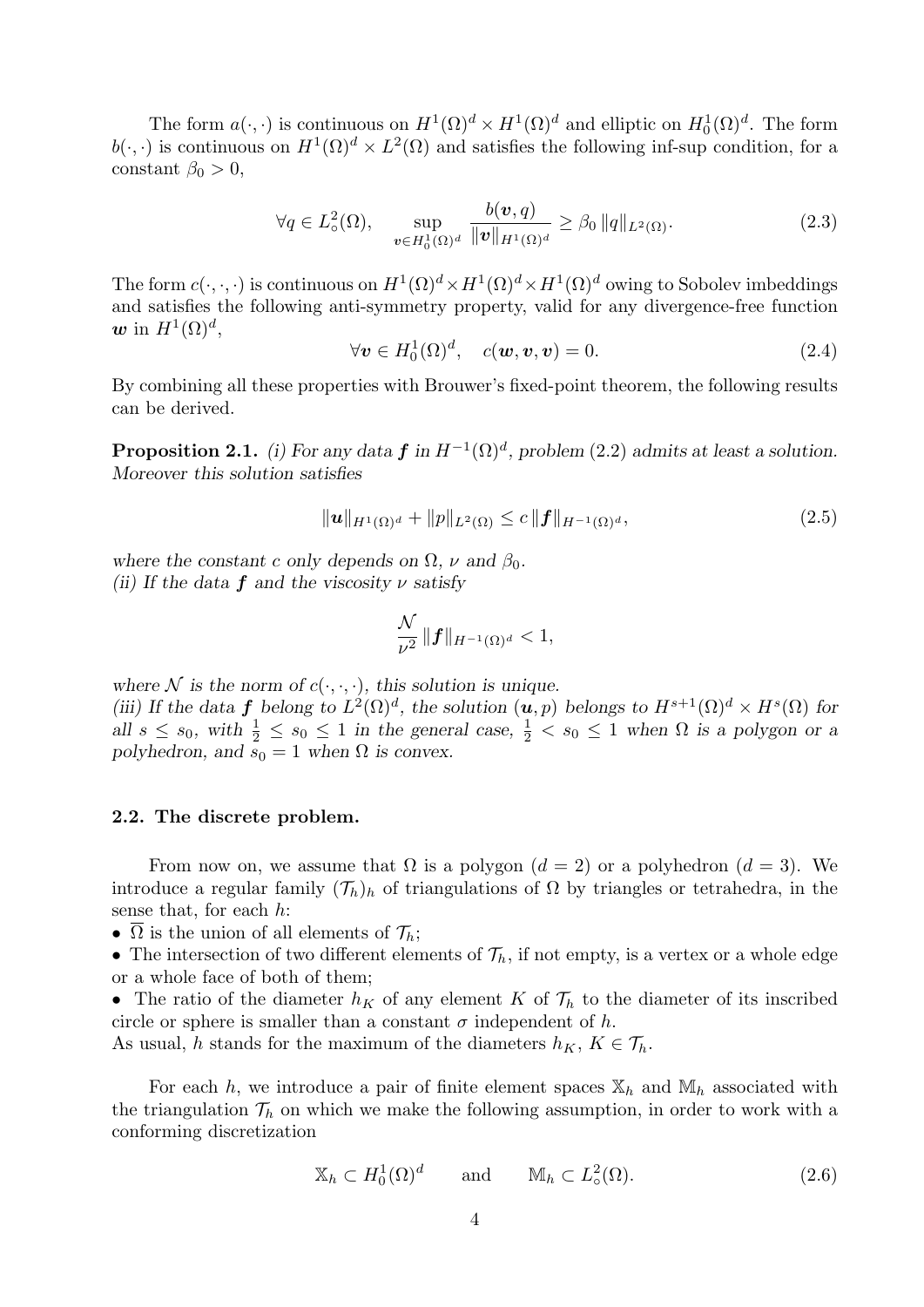The form $a(\cdot,\cdot)$ is continuous on $H^1(\Omega)^d \times H^1(\Omega)^d$ and elliptic on $H_0^1(\Omega)^d$. The form $b(\cdot,\cdot)$ is continuous on $H^1(\Omega)^d \times L^2(\Omega)$ and satisfies the following inf-sup condition, for a constant $\beta_0 > 0$,

$$\forall q \in L^2_\circ(\Omega), \quad \sup_{\boldsymbol{v} \in H_0^1(\Omega)^d} \frac{b(\boldsymbol{v}, q)}{\|\boldsymbol{v}\|_{H^1(\Omega)^d}} \geq \beta_0 \, \|q\|_{L^2(\Omega)}. \tag{2.3}$$

The form $c(\cdot,\cdot,\cdot)$ is continuous on $H^1(\Omega)^d \times H^1(\Omega)^d \times H^1(\Omega)^d$ owing to Sobolev imbeddings and satisfies the following anti-symmetry property, valid for any divergence-free function $\boldsymbol{w}$ in $H^1(\Omega)^d$,

$$\forall \boldsymbol{v} \in H_0^1(\Omega)^d, \quad c(\boldsymbol{w}, \boldsymbol{v}, \boldsymbol{v}) = 0. \tag{2.4}$$

By combining all these properties with Brouwer's fixed-point theorem, the following results can be derived.

**Proposition 2.1.** *(i) For any data $\boldsymbol{f}$ in $H^{-1}(\Omega)^d$, problem (2.2) admits at least a solution. Moreover this solution satisfies*

$$\|\boldsymbol{u}\|_{H^1(\Omega)^d} + \|p\|_{L^2(\Omega)} \leq c \, \|\boldsymbol{f}\|_{H^{-1}(\Omega)^d}, \tag{2.5}$$

*where the constant $c$ only depends on $\Omega$, $\nu$ and $\beta_0$.*
*(ii) If the data $\boldsymbol{f}$ and the viscosity $\nu$ satisfy*

$$\frac{\mathcal{N}}{\nu^2} \, \|\boldsymbol{f}\|_{H^{-1}(\Omega)^d} < 1,$$

*where $\mathcal{N}$ is the norm of $c(\cdot,\cdot,\cdot)$, this solution is unique.*
*(iii) If the data $\boldsymbol{f}$ belong to $L^2(\Omega)^d$, the solution $(\boldsymbol{u}, p)$ belongs to $H^{s+1}(\Omega)^d \times H^s(\Omega)$ for all $s \leq s_0$, with $\frac{1}{2} \leq s_0 \leq 1$ in the general case, $\frac{1}{2} < s_0 \leq 1$ when $\Omega$ is a polygon or a polyhedron, and $s_0 = 1$ when $\Omega$ is convex.*

### 2.2. The discrete problem.

From now on, we assume that $\Omega$ is a polygon ($d = 2$) or a polyhedron ($d = 3$). We introduce a regular family $(\mathcal{T}_h)_h$ of triangulations of $\Omega$ by triangles or tetrahedra, in the sense that, for each $h$:

- $\overline{\Omega}$ is the union of all elements of $\mathcal{T}_h$;
- The intersection of two different elements of $\mathcal{T}_h$, if not empty, is a vertex or a whole edge or a whole face of both of them;
- The ratio of the diameter $h_K$ of any element $K$ of $\mathcal{T}_h$ to the diameter of its inscribed circle or sphere is smaller than a constant $\sigma$ independent of $h$.

As usual, $h$ stands for the maximum of the diameters $h_K$, $K \in \mathcal{T}_h$.

For each $h$, we introduce a pair of finite element spaces $\mathbb{X}_h$ and $\mathbb{M}_h$ associated with the triangulation $\mathcal{T}_h$ on which we make the following assumption, in order to work with a conforming discretization

$$\mathbb{X}_h \subset H_0^1(\Omega)^d \qquad \text{and} \qquad \mathbb{M}_h \subset L^2_\circ(\Omega). \tag{2.6}$$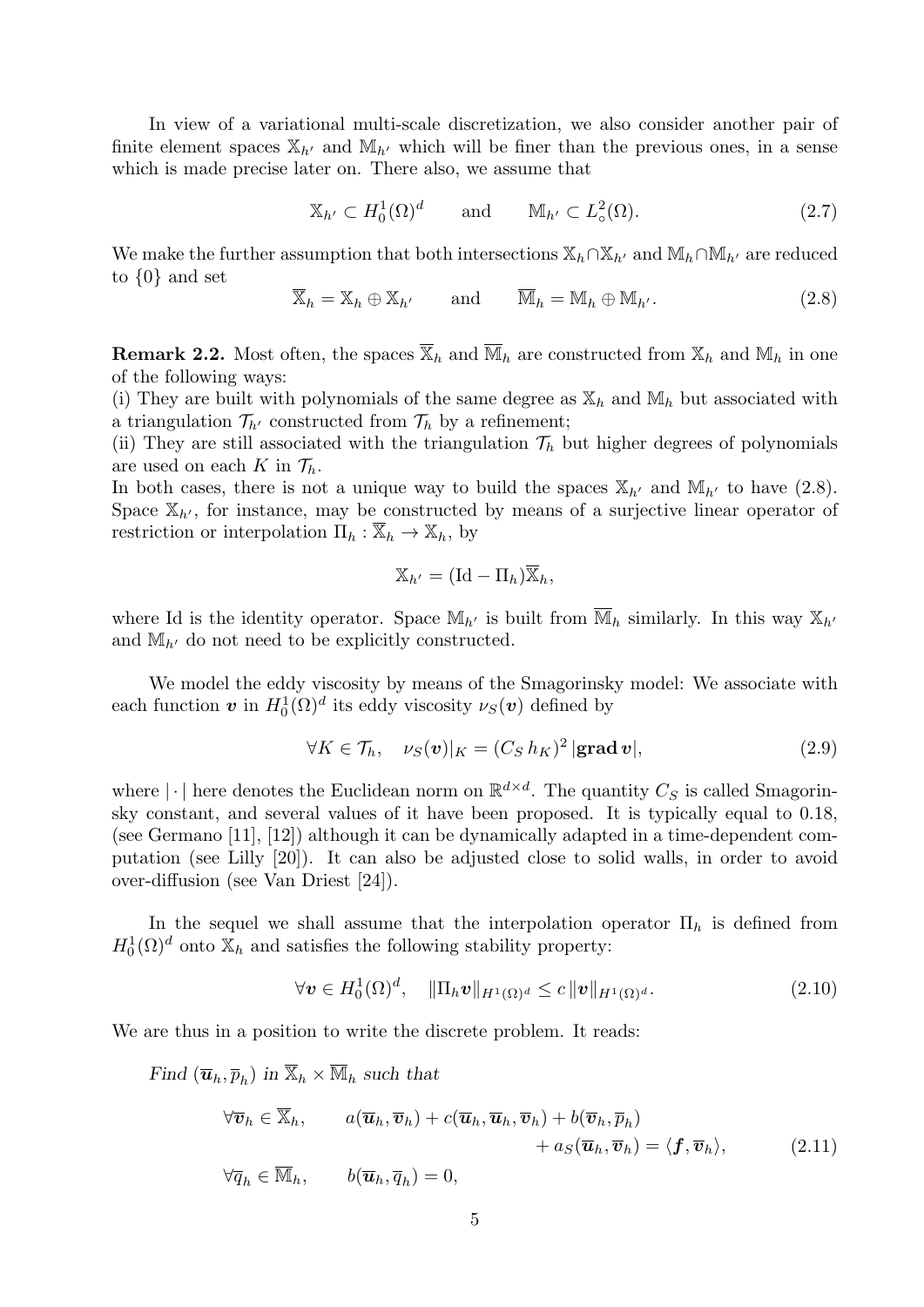In view of a variational multi-scale discretization, we also consider another pair of finite element spaces $\mathbb{X}_{h'}$ and $\mathbb{M}_{h'}$ which will be finer than the previous ones, in a sense which is made precise later on. There also, we assume that

$$\mathbb{X}_{h'} \subset H_0^1(\Omega)^d \qquad \text{and} \qquad \mathbb{M}_{h'} \subset L^2_\circ(\Omega). \tag{2.7}$$

We make the further assumption that both intersections $\mathbb{X}_h \cap \mathbb{X}_{h'}$ and $\mathbb{M}_h \cap \mathbb{M}_{h'}$ are reduced to $\{0\}$ and set

$$\overline{\mathbb{X}}_h = \mathbb{X}_h \oplus \mathbb{X}_{h'} \qquad \text{and} \qquad \overline{\mathbb{M}}_h = \mathbb{M}_h \oplus \mathbb{M}_{h'}. \tag{2.8}$$

**Remark 2.2.** Most often, the spaces $\overline{\mathbb{X}}_h$ and $\overline{\mathbb{M}}_h$ are constructed from $\mathbb{X}_h$ and $\mathbb{M}_h$ in one of the following ways:
(i) They are built with polynomials of the same degree as $\mathbb{X}_h$ and $\mathbb{M}_h$ but associated with a triangulation $\mathcal{T}_{h'}$ constructed from $\mathcal{T}_h$ by a refinement;
(ii) They are still associated with the triangulation $\mathcal{T}_h$ but higher degrees of polynomials are used on each $K$ in $\mathcal{T}_h$.
In both cases, there is not a unique way to build the spaces $\mathbb{X}_{h'}$ and $\mathbb{M}_{h'}$ to have (2.8). Space $\mathbb{X}_{h'}$, for instance, may be constructed by means of a surjective linear operator of restriction or interpolation $\Pi_h : \overline{\mathbb{X}}_h \to \mathbb{X}_h$, by

$$\mathbb{X}_{h'} = (\mathrm{Id} - \Pi_h)\overline{\mathbb{X}}_h,$$

where Id is the identity operator. Space $\mathbb{M}_{h'}$ is built from $\overline{\mathbb{M}}_h$ similarly. In this way $\mathbb{X}_{h'}$ and $\mathbb{M}_{h'}$ do not need to be explicitly constructed.

We model the eddy viscosity by means of the Smagorinsky model: We associate with each function $\boldsymbol{v}$ in $H_0^1(\Omega)^d$ its eddy viscosity $\nu_S(\boldsymbol{v})$ defined by

$$\forall K \in \mathcal{T}_h, \quad \nu_S(\boldsymbol{v})|_K = (C_S\, h_K)^2\, |\mathbf{grad}\, \boldsymbol{v}|, \tag{2.9}$$

where $|\cdot|$ here denotes the Euclidean norm on $\mathbb{R}^{d\times d}$. The quantity $C_S$ is called Smagorinsky constant, and several values of it have been proposed. It is typically equal to 0.18, (see Germano [11], [12]) although it can be dynamically adapted in a time-dependent computation (see Lilly [20]). It can also be adjusted close to solid walls, in order to avoid over-diffusion (see Van Driest [24]).

In the sequel we shall assume that the interpolation operator $\Pi_h$ is defined from $H_0^1(\Omega)^d$ onto $\mathbb{X}_h$ and satisfies the following stability property:

$$\forall \boldsymbol{v} \in H_0^1(\Omega)^d, \quad \|\Pi_h \boldsymbol{v}\|_{H^1(\Omega)^d} \le c\, \|\boldsymbol{v}\|_{H^1(\Omega)^d}. \tag{2.10}$$

We are thus in a position to write the discrete problem. It reads:

*Find* $(\overline{\boldsymbol{u}}_h, \overline{p}_h)$ *in* $\overline{\mathbb{X}}_h \times \overline{\mathbb{M}}_h$ *such that*

$$\begin{aligned}
\forall \overline{\boldsymbol{v}}_h \in \overline{\mathbb{X}}_h, \qquad & a(\overline{\boldsymbol{u}}_h, \overline{\boldsymbol{v}}_h) + c(\overline{\boldsymbol{u}}_h, \overline{\boldsymbol{u}}_h, \overline{\boldsymbol{v}}_h) + b(\overline{\boldsymbol{v}}_h, \overline{p}_h) \\
& \qquad\qquad + a_S(\overline{\boldsymbol{u}}_h, \overline{\boldsymbol{v}}_h) = \langle \boldsymbol{f}, \overline{\boldsymbol{v}}_h \rangle, \\
\forall \overline{q}_h \in \overline{\mathbb{M}}_h, \qquad & b(\overline{\boldsymbol{u}}_h, \overline{q}_h) = 0,
\end{aligned} \tag{2.11}$$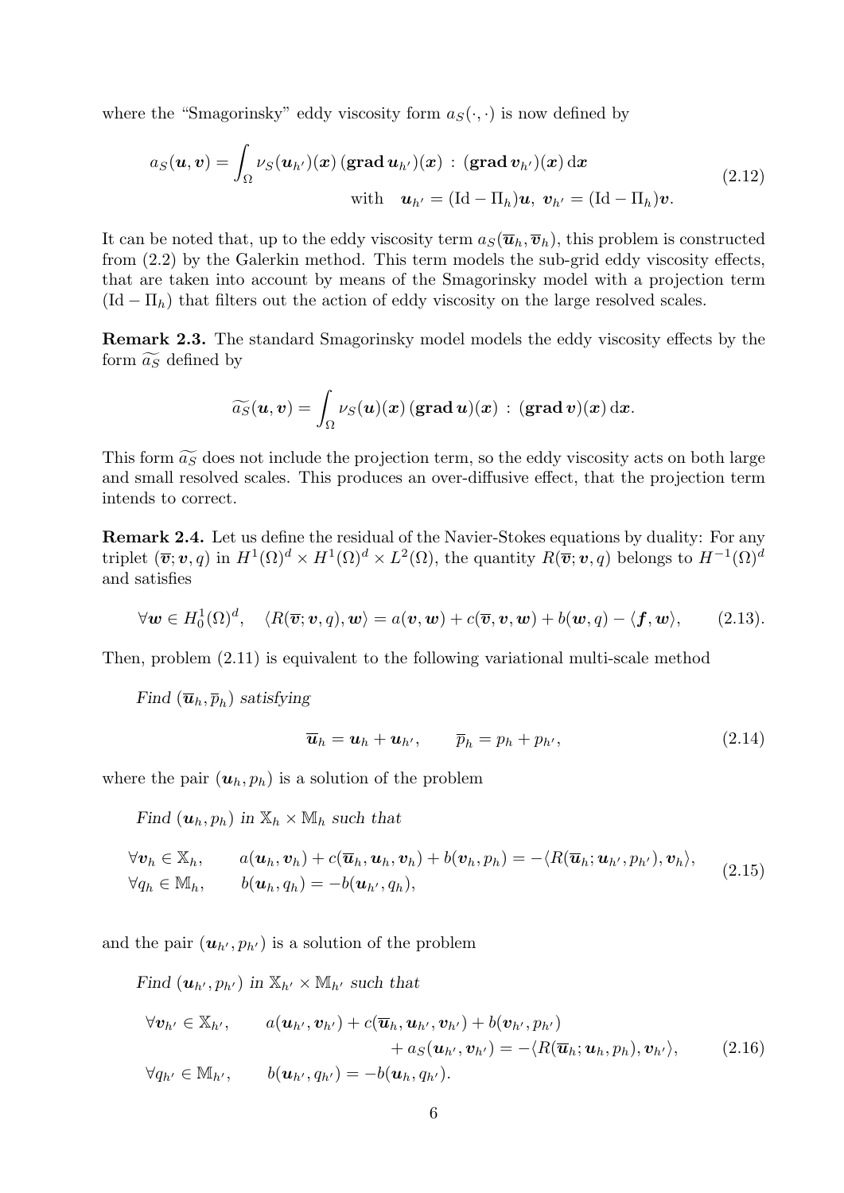where the "Smagorinsky" eddy viscosity form $a_S(\cdot,\cdot)$ is now defined by

$$
a_S(\boldsymbol{u},\boldsymbol{v}) = \int_\Omega \nu_S(\boldsymbol{u}_{h'})(\boldsymbol{x})\,(\mathbf{grad}\,\boldsymbol{u}_{h'})(\boldsymbol{x}) \,:\, (\mathbf{grad}\,\boldsymbol{v}_{h'})(\boldsymbol{x})\,\mathrm{d}\boldsymbol{x} \qquad \text{with} \quad \boldsymbol{u}_{h'} = (\mathrm{Id}-\Pi_h)\boldsymbol{u},\ \boldsymbol{v}_{h'} = (\mathrm{Id}-\Pi_h)\boldsymbol{v}. \tag{2.12}
$$

It can be noted that, up to the eddy viscosity term $a_S(\overline{\boldsymbol{u}}_h,\overline{\boldsymbol{v}}_h)$, this problem is constructed from (2.2) by the Galerkin method. This term models the sub-grid eddy viscosity effects, that are taken into account by means of the Smagorinsky model with a projection term $(\mathrm{Id}-\Pi_h)$ that filters out the action of eddy viscosity on the large resolved scales.

**Remark 2.3.** The standard Smagorinsky model models the eddy viscosity effects by the form $\widetilde{a_S}$ defined by

$$
\widetilde{a_S}(\boldsymbol{u},\boldsymbol{v}) = \int_\Omega \nu_S(\boldsymbol{u})(\boldsymbol{x})\,(\mathbf{grad}\,\boldsymbol{u})(\boldsymbol{x}) \,:\, (\mathbf{grad}\,\boldsymbol{v})(\boldsymbol{x})\,\mathrm{d}\boldsymbol{x}.
$$

This form $\widetilde{a_S}$ does not include the projection term, so the eddy viscosity acts on both large and small resolved scales. This produces an over-diffusive effect, that the projection term intends to correct.

**Remark 2.4.** Let us define the residual of the Navier-Stokes equations by duality: For any triplet $(\overline{\boldsymbol{v}};\boldsymbol{v},q)$ in $H^1(\Omega)^d \times H^1(\Omega)^d \times L^2(\Omega)$, the quantity $R(\overline{\boldsymbol{v}};\boldsymbol{v},q)$ belongs to $H^{-1}(\Omega)^d$ and satisfies

$$
\forall \boldsymbol{w} \in H^1_0(\Omega)^d, \quad \langle R(\overline{\boldsymbol{v}};\boldsymbol{v},q),\boldsymbol{w}\rangle = a(\boldsymbol{v},\boldsymbol{w}) + c(\overline{\boldsymbol{v}},\boldsymbol{v},\boldsymbol{w}) + b(\boldsymbol{w},q) - \langle \boldsymbol{f},\boldsymbol{w}\rangle, \tag{2.13}
$$

Then, problem (2.11) is equivalent to the following variational multi-scale method

*Find* $(\overline{\boldsymbol{u}}_h,\overline{p}_h)$ *satisfying*

$$
\overline{\boldsymbol{u}}_h = \boldsymbol{u}_h + \boldsymbol{u}_{h'}, \qquad \overline{p}_h = p_h + p_{h'}, \tag{2.14}
$$

where the pair $(\boldsymbol{u}_h,p_h)$ is a solution of the problem

*Find* $(\boldsymbol{u}_h,p_h)$ *in* $\mathbb{X}_h \times \mathbb{M}_h$ *such that*

$$
\begin{aligned}
&\forall \boldsymbol{v}_h \in \mathbb{X}_h, \qquad a(\boldsymbol{u}_h,\boldsymbol{v}_h) + c(\overline{\boldsymbol{u}}_h,\boldsymbol{u}_h,\boldsymbol{v}_h) + b(\boldsymbol{v}_h,p_h) = -\langle R(\overline{\boldsymbol{u}}_h;\boldsymbol{u}_{h'},p_{h'}),\boldsymbol{v}_h\rangle,\\
&\forall q_h \in \mathbb{M}_h, \qquad b(\boldsymbol{u}_h,q_h) = -b(\boldsymbol{u}_{h'},q_h),
\end{aligned} \tag{2.15}
$$

and the pair $(\boldsymbol{u}_{h'},p_{h'})$ is a solution of the problem

*Find* $(\boldsymbol{u}_{h'},p_{h'})$ *in* $\mathbb{X}_{h'} \times \mathbb{M}_{h'}$ *such that*

$$
\begin{aligned}
&\forall \boldsymbol{v}_{h'} \in \mathbb{X}_{h'}, \qquad a(\boldsymbol{u}_{h'},\boldsymbol{v}_{h'}) + c(\overline{\boldsymbol{u}}_h,\boldsymbol{u}_{h'},\boldsymbol{v}_{h'}) + b(\boldsymbol{v}_{h'},p_{h'})\\
&\qquad\qquad\qquad + a_S(\boldsymbol{u}_{h'},\boldsymbol{v}_{h'}) = -\langle R(\overline{\boldsymbol{u}}_h;\boldsymbol{u}_h,p_h),\boldsymbol{v}_{h'}\rangle,\\
&\forall q_{h'} \in \mathbb{M}_{h'}, \qquad b(\boldsymbol{u}_{h'},q_{h'}) = -b(\boldsymbol{u}_h,q_{h'}).
\end{aligned} \tag{2.16}
$$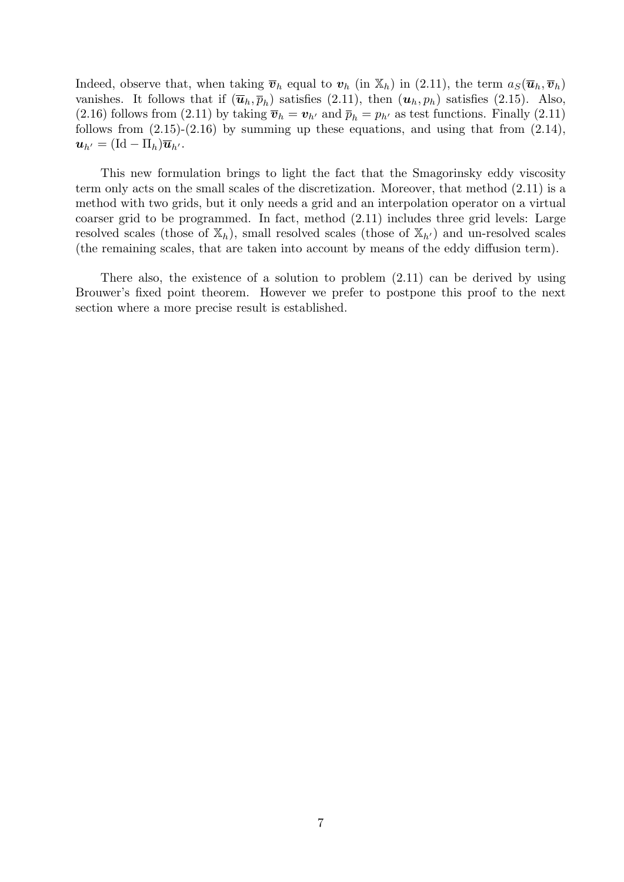Indeed, observe that, when taking $\overline{\boldsymbol{v}}_h$ equal to $\boldsymbol{v}_h$ (in $\mathbb{X}_h$) in (2.11), the term $a_S(\overline{\boldsymbol{u}}_h, \overline{\boldsymbol{v}}_h)$ vanishes. It follows that if $(\overline{\boldsymbol{u}}_h, \overline{p}_h)$ satisfies (2.11), then $(\boldsymbol{u}_h, p_h)$ satisfies (2.15). Also, (2.16) follows from (2.11) by taking $\overline{\boldsymbol{v}}_h = \boldsymbol{v}_{h'}$ and $\overline{p}_h = p_{h'}$ as test functions. Finally (2.11) follows from (2.15)-(2.16) by summing up these equations, and using that from (2.14), $\boldsymbol{u}_{h'} = (\mathrm{Id} - \Pi_h)\overline{\boldsymbol{u}}_{h'}$.

This new formulation brings to light the fact that the Smagorinsky eddy viscosity term only acts on the small scales of the discretization. Moreover, that method (2.11) is a method with two grids, but it only needs a grid and an interpolation operator on a virtual coarser grid to be programmed. In fact, method (2.11) includes three grid levels: Large resolved scales (those of $\mathbb{X}_h$), small resolved scales (those of $\mathbb{X}_{h'}$) and un-resolved scales (the remaining scales, that are taken into account by means of the eddy diffusion term).

There also, the existence of a solution to problem (2.11) can be derived by using Brouwer's fixed point theorem. However we prefer to postpone this proof to the next section where a more precise result is established.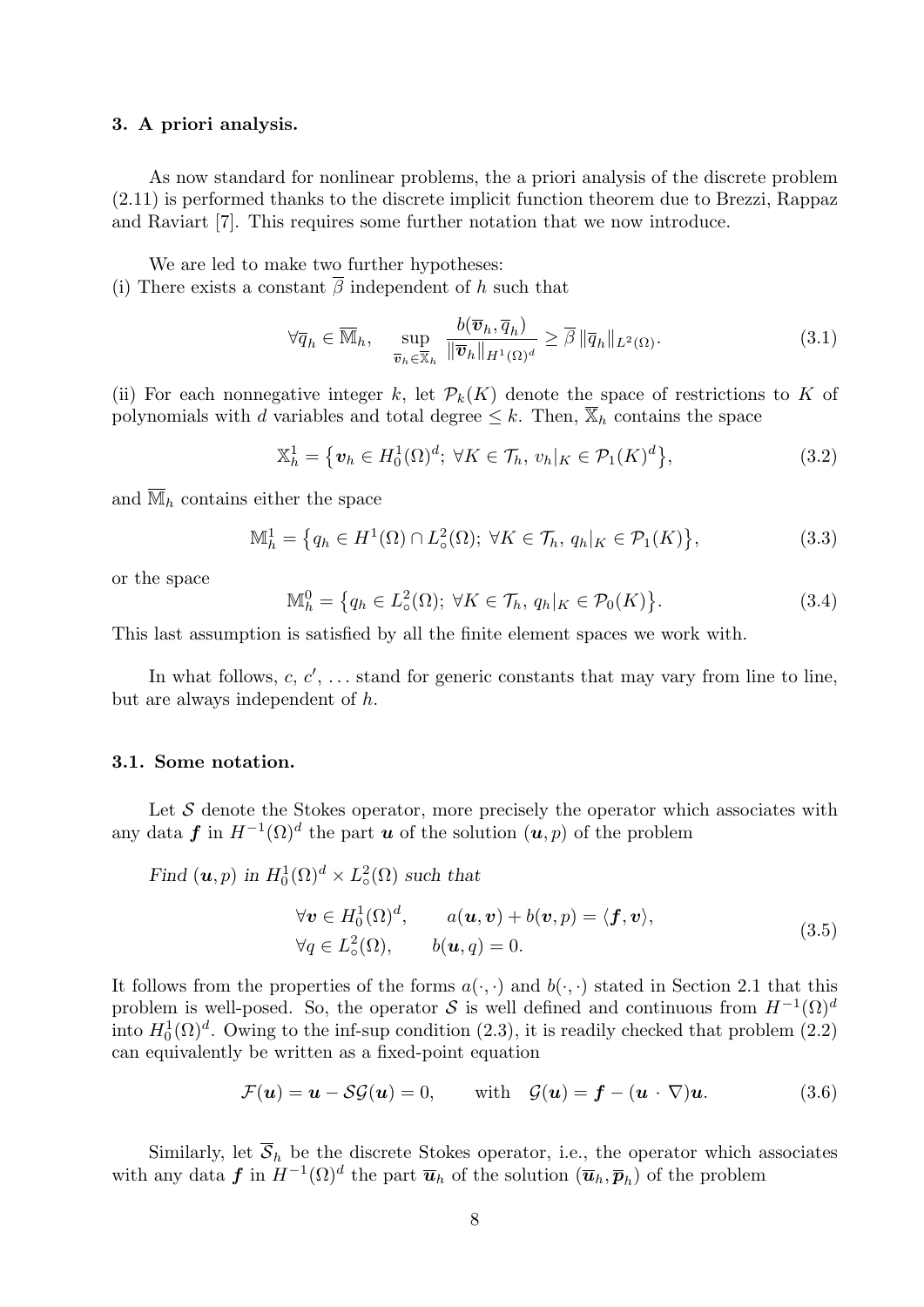## 3. A priori analysis.

As now standard for nonlinear problems, the a priori analysis of the discrete problem (2.11) is performed thanks to the discrete implicit function theorem due to Brezzi, Rappaz and Raviart [7]. This requires some further notation that we now introduce.

We are led to make two further hypotheses:
(i) There exists a constant $\overline{\beta}$ independent of $h$ such that

$$\forall \overline{q}_h \in \overline{\mathbb{M}}_h, \quad \sup_{\overline{\boldsymbol{v}}_h \in \overline{\mathbb{X}}_h} \frac{b(\overline{\boldsymbol{v}}_h, \overline{q}_h)}{\|\overline{\boldsymbol{v}}_h\|_{H^1(\Omega)^d}} \geq \overline{\beta}\, \|\overline{q}_h\|_{L^2(\Omega)}. \tag{3.1}$$

(ii) For each nonnegative integer $k$, let $\mathcal{P}_k(K)$ denote the space of restrictions to $K$ of polynomials with $d$ variables and total degree $\leq k$. Then, $\overline{\mathbb{X}}_h$ contains the space

$$\mathbb{X}_h^1 = \big\{ \boldsymbol{v}_h \in H_0^1(\Omega)^d;\ \forall K \in \mathcal{T}_h,\ v_h|_K \in \mathcal{P}_1(K)^d \big\}, \tag{3.2}$$

and $\overline{\mathbb{M}}_h$ contains either the space

$$\mathbb{M}_h^1 = \big\{ q_h \in H^1(\Omega) \cap L^2_\circ(\Omega);\ \forall K \in \mathcal{T}_h,\ q_h|_K \in \mathcal{P}_1(K) \big\}, \tag{3.3}$$

or the space

$$\mathbb{M}_h^0 = \big\{ q_h \in L^2_\circ(\Omega);\ \forall K \in \mathcal{T}_h,\ q_h|_K \in \mathcal{P}_0(K) \big\}. \tag{3.4}$$

This last assumption is satisfied by all the finite element spaces we work with.

In what follows, $c$, $c'$, ... stand for generic constants that may vary from line to line, but are always independent of $h$.

### 3.1. Some notation.

Let $\mathcal{S}$ denote the Stokes operator, more precisely the operator which associates with any data $\boldsymbol{f}$ in $H^{-1}(\Omega)^d$ the part $\boldsymbol{u}$ of the solution $(\boldsymbol{u}, p)$ of the problem

*Find* $(\boldsymbol{u}, p)$ *in* $H_0^1(\Omega)^d \times L^2_\circ(\Omega)$ *such that*

$$\begin{aligned} &\forall \boldsymbol{v} \in H_0^1(\Omega)^d, \qquad a(\boldsymbol{u}, \boldsymbol{v}) + b(\boldsymbol{v}, p) = \langle \boldsymbol{f}, \boldsymbol{v} \rangle, \\ &\forall q \in L^2_\circ(\Omega), \qquad b(\boldsymbol{u}, q) = 0. \end{aligned} \tag{3.5}$$

It follows from the properties of the forms $a(\cdot,\cdot)$ and $b(\cdot,\cdot)$ stated in Section 2.1 that this problem is well-posed. So, the operator $\mathcal{S}$ is well defined and continuous from $H^{-1}(\Omega)^d$ into $H_0^1(\Omega)^d$. Owing to the inf-sup condition (2.3), it is readily checked that problem (2.2) can equivalently be written as a fixed-point equation

$$\mathcal{F}(\boldsymbol{u}) = \boldsymbol{u} - \mathcal{S}\mathcal{G}(\boldsymbol{u}) = 0, \qquad \text{with} \quad \mathcal{G}(\boldsymbol{u}) = \boldsymbol{f} - (\boldsymbol{u} \cdot \nabla)\boldsymbol{u}. \tag{3.6}$$

Similarly, let $\overline{\mathcal{S}}_h$ be the discrete Stokes operator, i.e., the operator which associates with any data $\boldsymbol{f}$ in $H^{-1}(\Omega)^d$ the part $\overline{\boldsymbol{u}}_h$ of the solution $(\overline{\boldsymbol{u}}_h, \overline{\boldsymbol{p}}_h)$ of the problem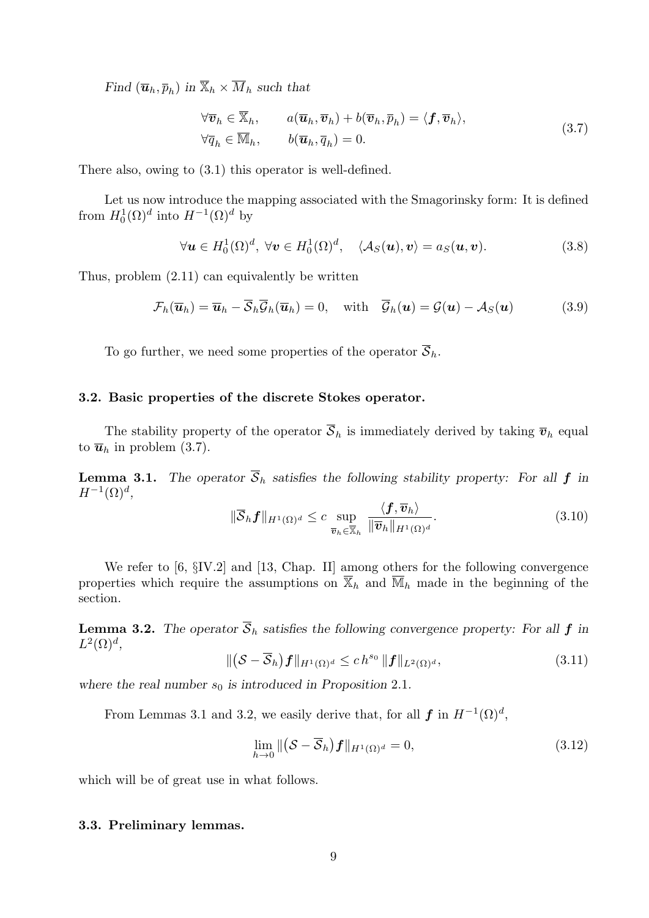*Find* $(\overline{\boldsymbol{u}}_h, \overline{p}_h)$ *in* $\overline{\mathbb{X}}_h \times \overline{M}_h$ *such that*

$$
\begin{aligned}
&\forall \overline{\boldsymbol{v}}_h \in \overline{\mathbb{X}}_h, \qquad a(\overline{\boldsymbol{u}}_h, \overline{\boldsymbol{v}}_h) + b(\overline{\boldsymbol{v}}_h, \overline{p}_h) = \langle \boldsymbol{f}, \overline{\boldsymbol{v}}_h \rangle, \\
&\forall \overline{q}_h \in \overline{\mathbb{M}}_h, \qquad b(\overline{\boldsymbol{u}}_h, \overline{q}_h) = 0.
\end{aligned}
\tag{3.7}
$$

There also, owing to (3.1) this operator is well-defined.

Let us now introduce the mapping associated with the Smagorinsky form: It is defined from $H_0^1(\Omega)^d$ into $H^{-1}(\Omega)^d$ by

$$
\forall \boldsymbol{u} \in H_0^1(\Omega)^d, \ \forall \boldsymbol{v} \in H_0^1(\Omega)^d, \quad \langle \mathcal{A}_S(\boldsymbol{u}), \boldsymbol{v} \rangle = a_S(\boldsymbol{u}, \boldsymbol{v}). \tag{3.8}
$$

Thus, problem (2.11) can equivalently be written

$$
\mathcal{F}_h(\overline{\boldsymbol{u}}_h) = \overline{\boldsymbol{u}}_h - \overline{\mathcal{S}}_h \overline{\mathcal{G}}_h(\overline{\boldsymbol{u}}_h) = 0, \quad \text{with} \quad \overline{\mathcal{G}}_h(\boldsymbol{u}) = \mathcal{G}(\boldsymbol{u}) - \mathcal{A}_S(\boldsymbol{u}) \tag{3.9}
$$

To go further, we need some properties of the operator $\overline{\mathcal{S}}_h$.

### 3.2. Basic properties of the discrete Stokes operator.

The stability property of the operator $\overline{\mathcal{S}}_h$ is immediately derived by taking $\overline{\boldsymbol{v}}_h$ equal to $\overline{\boldsymbol{u}}_h$ in problem (3.7).

**Lemma 3.1.** *The operator* $\overline{\mathcal{S}}_h$ *satisfies the following stability property: For all* $\boldsymbol{f}$ *in* $H^{-1}(\Omega)^d$,

$$
\|\overline{\mathcal{S}}_h \boldsymbol{f}\|_{H^1(\Omega)^d} \le c \sup_{\overline{\boldsymbol{v}}_h \in \overline{\mathbb{X}}_h} \frac{\langle \boldsymbol{f}, \overline{\boldsymbol{v}}_h \rangle}{\|\overline{\boldsymbol{v}}_h\|_{H^1(\Omega)^d}}. \tag{3.10}
$$

We refer to [6, §IV.2] and [13, Chap. II] among others for the following convergence properties which require the assumptions on $\overline{\mathbb{X}}_h$ and $\overline{\mathbb{M}}_h$ made in the beginning of the section.

**Lemma 3.2.** *The operator* $\overline{\mathcal{S}}_h$ *satisfies the following convergence property: For all* $\boldsymbol{f}$ *in* $L^2(\Omega)^d$,

$$
\|\big(\mathcal{S} - \overline{\mathcal{S}}_h\big) \boldsymbol{f}\|_{H^1(\Omega)^d} \le c\, h^{s_0} \, \|\boldsymbol{f}\|_{L^2(\Omega)^d}, \tag{3.11}
$$

*where the real number* $s_0$ *is introduced in Proposition* 2.1.

From Lemmas 3.1 and 3.2, we easily derive that, for all $\boldsymbol{f}$ in $H^{-1}(\Omega)^d$,

$$
\lim_{h \to 0} \|\big(\mathcal{S} - \overline{\mathcal{S}}_h\big) \boldsymbol{f}\|_{H^1(\Omega)^d} = 0, \tag{3.12}
$$

which will be of great use in what follows.

### 3.3. Preliminary lemmas.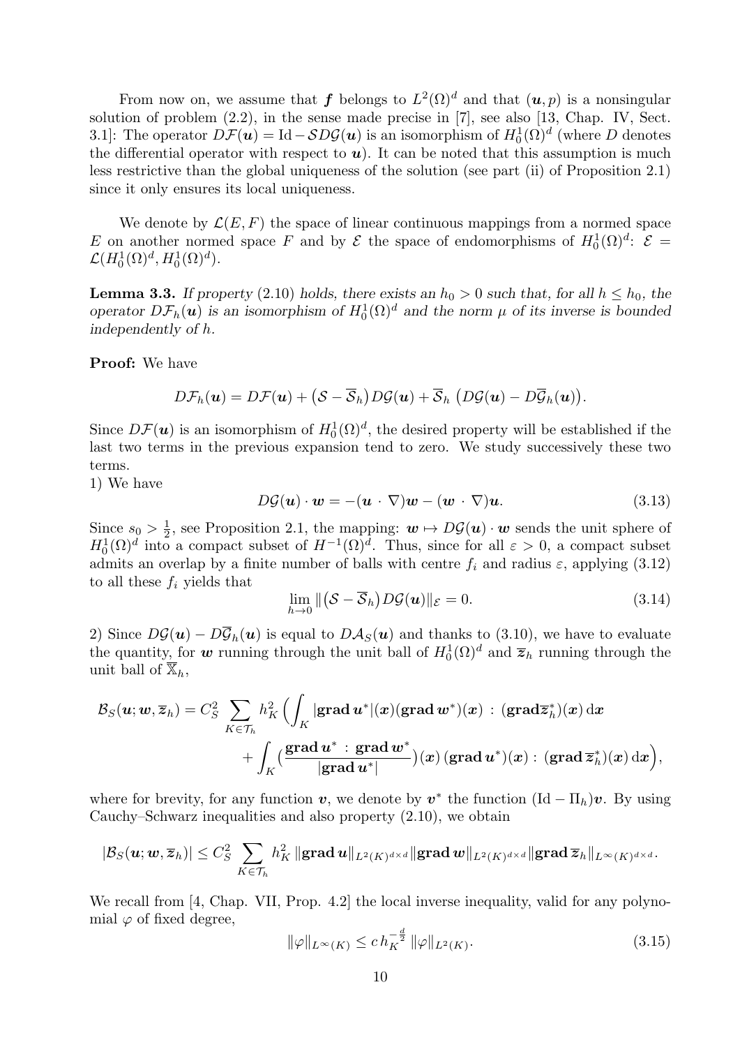From now on, we assume that $\boldsymbol{f}$ belongs to $L^2(\Omega)^d$ and that $(\boldsymbol{u}, p)$ is a nonsingular solution of problem (2.2), in the sense made precise in [7], see also [13, Chap. IV, Sect. 3.1]: The operator $D\mathcal{F}(\boldsymbol{u}) = \mathrm{Id} - \mathcal{S}D\mathcal{G}(\boldsymbol{u})$ is an isomorphism of $H_0^1(\Omega)^d$ (where $D$ denotes the differential operator with respect to $\boldsymbol{u}$). It can be noted that this assumption is much less restrictive than the global uniqueness of the solution (see part (ii) of Proposition 2.1) since it only ensures its local uniqueness.

We denote by $\mathcal{L}(E, F)$ the space of linear continuous mappings from a normed space $E$ on another normed space $F$ and by $\mathcal{E}$ the space of endomorphisms of $H_0^1(\Omega)^d$: $\mathcal{E} = \mathcal{L}(H_0^1(\Omega)^d, H_0^1(\Omega)^d)$.

**Lemma 3.3.** *If property* (2.10) *holds, there exists an $h_0 > 0$ such that, for all $h \leq h_0$, the operator $D\mathcal{F}_h(\boldsymbol{u})$ is an isomorphism of $H_0^1(\Omega)^d$ and the norm $\mu$ of its inverse is bounded independently of $h$.*

**Proof:** We have

$$D\mathcal{F}_h(\boldsymbol{u}) = D\mathcal{F}(\boldsymbol{u}) + \big(\mathcal{S} - \overline{\mathcal{S}}_h\big) D\mathcal{G}(\boldsymbol{u}) + \overline{\mathcal{S}}_h \, \big(D\mathcal{G}(\boldsymbol{u}) - D\overline{\mathcal{G}}_h(\boldsymbol{u})\big).$$

Since $D\mathcal{F}(\boldsymbol{u})$ is an isomorphism of $H_0^1(\Omega)^d$, the desired property will be established if the last two terms in the previous expansion tend to zero. We study successively these two terms.

1) We have

$$D\mathcal{G}(\boldsymbol{u}) \cdot \boldsymbol{w} = -(\boldsymbol{u} \cdot \nabla)\boldsymbol{w} - (\boldsymbol{w} \cdot \nabla)\boldsymbol{u}. \tag{3.13}$$

Since $s_0 > \frac{1}{2}$, see Proposition 2.1, the mapping: $\boldsymbol{w} \mapsto D\mathcal{G}(\boldsymbol{u}) \cdot \boldsymbol{w}$ sends the unit sphere of $H_0^1(\Omega)^d$ into a compact subset of $H^{-1}(\Omega)^d$. Thus, since for all $\varepsilon > 0$, a compact subset admits an overlap by a finite number of balls with centre $f_i$ and radius $\varepsilon$, applying (3.12) to all these $f_i$ yields that

$$\lim_{h \to 0} \|\big(\mathcal{S} - \overline{\mathcal{S}}_h\big) D\mathcal{G}(\boldsymbol{u})\|_{\mathcal{E}} = 0. \tag{3.14}$$

2) Since $D\mathcal{G}(\boldsymbol{u}) - D\overline{\mathcal{G}}_h(\boldsymbol{u})$ is equal to $D\mathcal{A}_S(\boldsymbol{u})$ and thanks to (3.10), we have to evaluate the quantity, for $\boldsymbol{w}$ running through the unit ball of $H_0^1(\Omega)^d$ and $\overline{\boldsymbol{z}}_h$ running through the unit ball of $\overline{\mathbb{X}}_h$,

$$\mathcal{B}_S(\boldsymbol{u}; \boldsymbol{w}, \overline{\boldsymbol{z}}_h) = C_S^2 \sum_{K \in \mathcal{T}_h} h_K^2 \Big( \int_K |\mathbf{grad}\, \boldsymbol{u}^*|(\boldsymbol{x})(\mathbf{grad}\, \boldsymbol{w}^*)(\boldsymbol{x}) : (\mathbf{grad} \overline{\boldsymbol{z}}_h^*)(\boldsymbol{x}) \, \mathrm{d}\boldsymbol{x} \\ + \int_K \big( \frac{\mathbf{grad}\, \boldsymbol{u}^* : \mathbf{grad}\, \boldsymbol{w}^*}{|\mathbf{grad}\, \boldsymbol{u}^*|} \big)(\boldsymbol{x}) \, (\mathbf{grad}\, \boldsymbol{u}^*)(\boldsymbol{x}) : (\mathbf{grad}\, \overline{\boldsymbol{z}}_h^*)(\boldsymbol{x}) \, \mathrm{d}\boldsymbol{x} \Big),$$

where for brevity, for any function $\boldsymbol{v}$, we denote by $\boldsymbol{v}^*$ the function $(\mathrm{Id} - \Pi_h)\boldsymbol{v}$. By using Cauchy–Schwarz inequalities and also property (2.10), we obtain

$$|\mathcal{B}_S(\boldsymbol{u}; \boldsymbol{w}, \overline{\boldsymbol{z}}_h)| \leq C_S^2 \sum_{K \in \mathcal{T}_h} h_K^2 \, \|\mathbf{grad}\, \boldsymbol{u}\|_{L^2(K)^{d \times d}} \|\mathbf{grad}\, \boldsymbol{w}\|_{L^2(K)^{d \times d}} \|\mathbf{grad}\, \overline{\boldsymbol{z}}_h\|_{L^\infty(K)^{d \times d}}.$$

We recall from [4, Chap. VII, Prop. 4.2] the local inverse inequality, valid for any polynomial $\varphi$ of fixed degree,

$$\|\varphi\|_{L^\infty(K)} \leq c \, h_K^{-\frac{d}{2}} \, \|\varphi\|_{L^2(K)}. \tag{3.15}$$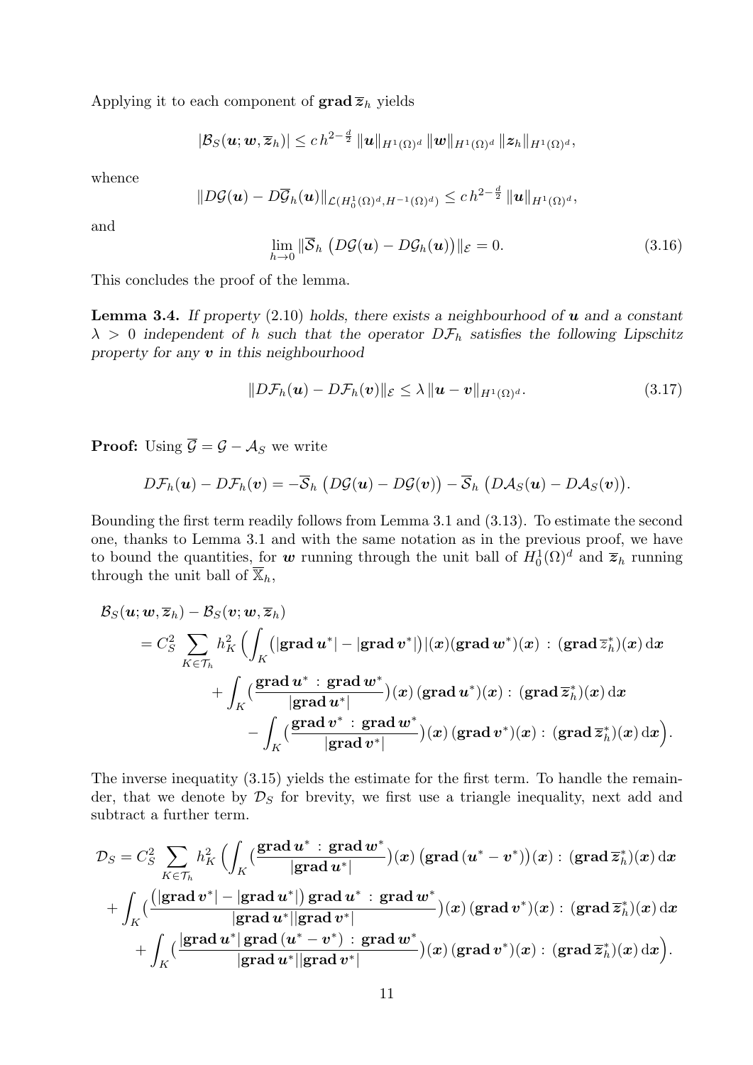Applying it to each component of $\mathbf{grad}\,\overline{\boldsymbol{z}}_h$ yields

$$|\mathcal{B}_S(\boldsymbol{u};\boldsymbol{w},\overline{\boldsymbol{z}}_h)| \le c\,h^{2-\frac{d}{2}}\,\|\boldsymbol{u}\|_{H^1(\Omega)^d}\,\|\boldsymbol{w}\|_{H^1(\Omega)^d}\,\|\boldsymbol{z}_h\|_{H^1(\Omega)^d},$$

whence

$$\|D\mathcal{G}(\boldsymbol{u}) - D\overline{\mathcal{G}}_h(\boldsymbol{u})\|_{\mathcal{L}(H_0^1(\Omega)^d, H^{-1}(\Omega)^d)} \le c\,h^{2-\frac{d}{2}}\,\|\boldsymbol{u}\|_{H^1(\Omega)^d},$$

and

$$\lim_{h\to 0}\|\overline{\mathcal{S}}_h\,\big(D\mathcal{G}(\boldsymbol{u}) - D\mathcal{G}_h(\boldsymbol{u})\big)\|_{\mathcal{E}} = 0. \tag{3.16}$$

This concludes the proof of the lemma.

**Lemma 3.4.** *If property (2.10) holds, there exists a neighbourhood of $\boldsymbol{u}$ and a constant $\lambda > 0$ independent of $h$ such that the operator $D\mathcal{F}_h$ satisfies the following Lipschitz property for any $\boldsymbol{v}$ in this neighbourhood*

$$\|D\mathcal{F}_h(\boldsymbol{u}) - D\mathcal{F}_h(\boldsymbol{v})\|_{\mathcal{E}} \le \lambda\,\|\boldsymbol{u}-\boldsymbol{v}\|_{H^1(\Omega)^d}. \tag{3.17}$$

**Proof:** Using $\overline{\mathcal{G}} = \mathcal{G} - \mathcal{A}_S$ we write

$$D\mathcal{F}_h(\boldsymbol{u}) - D\mathcal{F}_h(\boldsymbol{v}) = -\overline{\mathcal{S}}_h\,\big(D\mathcal{G}(\boldsymbol{u}) - D\mathcal{G}(\boldsymbol{v})\big) - \overline{\mathcal{S}}_h\,\big(D\mathcal{A}_S(\boldsymbol{u}) - D\mathcal{A}_S(\boldsymbol{v})\big).$$

Bounding the first term readily follows from Lemma 3.1 and (3.13). To estimate the second one, thanks to Lemma 3.1 and with the same notation as in the previous proof, we have to bound the quantities, for $\boldsymbol{w}$ running through the unit ball of $H_0^1(\Omega)^d$ and $\overline{\boldsymbol{z}}_h$ running through the unit ball of $\overline{\mathbb{X}}_h$,

$$\begin{aligned}
&\mathcal{B}_S(\boldsymbol{u};\boldsymbol{w},\overline{\boldsymbol{z}}_h) - \mathcal{B}_S(\boldsymbol{v};\boldsymbol{w},\overline{\boldsymbol{z}}_h)\\
&= C_S^2 \sum_{K\in\mathcal{T}_h} h_K^2 \Big( \int_K \big(|\mathbf{grad}\,\boldsymbol{u}^*| - |\mathbf{grad}\,\boldsymbol{v}^*|\big)|(\boldsymbol{x})(\mathbf{grad}\,\boldsymbol{w}^*)(\boldsymbol{x}) \,:\, (\mathbf{grad}\,\overline{z}_h^*)(\boldsymbol{x})\,\mathrm{d}\boldsymbol{x}\\
&\qquad + \int_K \big(\frac{\mathbf{grad}\,\boldsymbol{u}^* \,:\, \mathbf{grad}\,\boldsymbol{w}^*}{|\mathbf{grad}\,\boldsymbol{u}^*|}\big)(\boldsymbol{x})\,(\mathbf{grad}\,\boldsymbol{u}^*)(\boldsymbol{x}) :\, (\mathbf{grad}\,\overline{\boldsymbol{z}}_h^*)(\boldsymbol{x})\,\mathrm{d}\boldsymbol{x}\\
&\qquad\qquad - \int_K \big(\frac{\mathbf{grad}\,\boldsymbol{v}^* \,:\, \mathbf{grad}\,\boldsymbol{w}^*}{|\mathbf{grad}\,\boldsymbol{v}^*|}\big)(\boldsymbol{x})\,(\mathbf{grad}\,\boldsymbol{v}^*)(\boldsymbol{x}) :\, (\mathbf{grad}\,\overline{\boldsymbol{z}}_h^*)(\boldsymbol{x})\,\mathrm{d}\boldsymbol{x}\Big).
\end{aligned}$$

The inverse inequatity (3.15) yields the estimate for the first term. To handle the remainder, that we denote by $\mathcal{D}_S$ for brevity, we first use a triangle inequality, next add and subtract a further term.

$$\begin{aligned}
\mathcal{D}_S &= C_S^2 \sum_{K\in\mathcal{T}_h} h_K^2 \Big( \int_K \big(\frac{\mathbf{grad}\,\boldsymbol{u}^* \,:\, \mathbf{grad}\,\boldsymbol{w}^*}{|\mathbf{grad}\,\boldsymbol{u}^*|}\big)(\boldsymbol{x})\,\big(\mathbf{grad}\,(\boldsymbol{u}^*-\boldsymbol{v}^*)\big)(\boldsymbol{x}) :\, (\mathbf{grad}\,\overline{\boldsymbol{z}}_h^*)(\boldsymbol{x})\,\mathrm{d}\boldsymbol{x}\\
&+ \int_K \big(\frac{\big(|\mathbf{grad}\,\boldsymbol{v}^*| - |\mathbf{grad}\,\boldsymbol{u}^*|\big)\,\mathbf{grad}\,\boldsymbol{u}^* \,:\, \mathbf{grad}\,\boldsymbol{w}^*}{|\mathbf{grad}\,\boldsymbol{u}^*||\mathbf{grad}\,\boldsymbol{v}^*|}\big)(\boldsymbol{x})\,(\mathbf{grad}\,\boldsymbol{v}^*)(\boldsymbol{x}) :\, (\mathbf{grad}\,\overline{\boldsymbol{z}}_h^*)(\boldsymbol{x})\,\mathrm{d}\boldsymbol{x}\\
&\quad + \int_K \big(\frac{|\mathbf{grad}\,\boldsymbol{u}^*|\,\mathbf{grad}\,(\boldsymbol{u}^*-\boldsymbol{v}^*) \,:\, \mathbf{grad}\,\boldsymbol{w}^*}{|\mathbf{grad}\,\boldsymbol{u}^*||\mathbf{grad}\,\boldsymbol{v}^*|}\big)(\boldsymbol{x})\,(\mathbf{grad}\,\boldsymbol{v}^*)(\boldsymbol{x}) :\, (\mathbf{grad}\,\overline{\boldsymbol{z}}_h^*)(\boldsymbol{x})\,\mathrm{d}\boldsymbol{x}\Big).
\end{aligned}$$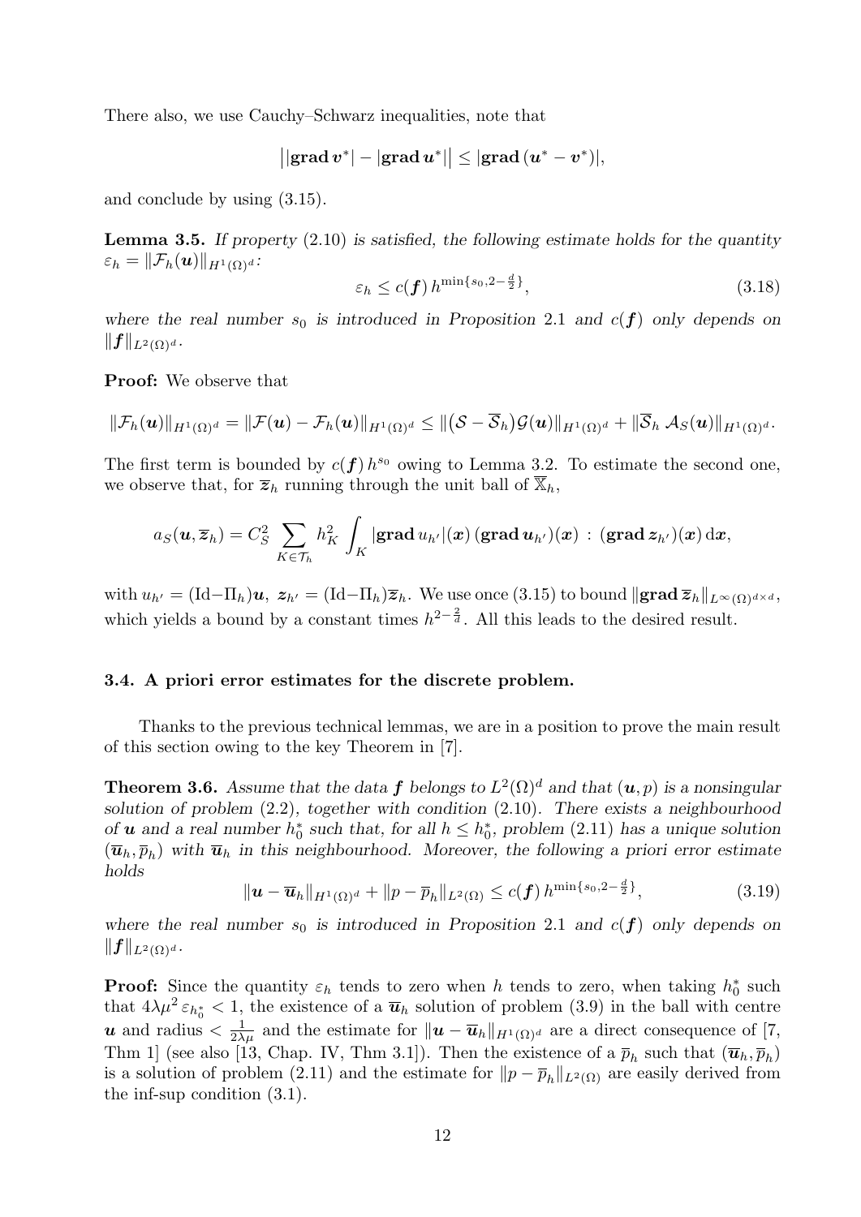There also, we use Cauchy–Schwarz inequalities, note that

$$\big| |\mathbf{grad}\, \boldsymbol{v}^*| - |\mathbf{grad}\, \boldsymbol{u}^*| \big| \le |\mathbf{grad}\, (\boldsymbol{u}^* - \boldsymbol{v}^*)|,$$

and conclude by using (3.15).

**Lemma 3.5.** *If property (2.10) is satisfied, the following estimate holds for the quantity* $\varepsilon_h = \|\mathcal{F}_h(\boldsymbol{u})\|_{H^1(\Omega)^d}$*:*

$$\varepsilon_h \le c(\boldsymbol{f})\, h^{\min\{s_0, 2-\frac{d}{2}\}}, \tag{3.18}$$

*where the real number* $s_0$ *is introduced in Proposition 2.1 and* $c(\boldsymbol{f})$ *only depends on* $\|\boldsymbol{f}\|_{L^2(\Omega)^d}$*.*

**Proof:** We observe that

$$\|\mathcal{F}_h(\boldsymbol{u})\|_{H^1(\Omega)^d} = \|\mathcal{F}(\boldsymbol{u}) - \mathcal{F}_h(\boldsymbol{u})\|_{H^1(\Omega)^d} \le \|\big(\mathcal{S} - \overline{\mathcal{S}}_h\big)\mathcal{G}(\boldsymbol{u})\|_{H^1(\Omega)^d} + \|\overline{\mathcal{S}}_h\, \mathcal{A}_S(\boldsymbol{u})\|_{H^1(\Omega)^d}.$$

The first term is bounded by $c(\boldsymbol{f})\, h^{s_0}$ owing to Lemma 3.2. To estimate the second one, we observe that, for $\overline{\boldsymbol{z}}_h$ running through the unit ball of $\overline{\mathbb{X}}_h$,

$$a_S(\boldsymbol{u}, \overline{\boldsymbol{z}}_h) = C_S^2 \sum_{K \in \mathcal{T}_h} h_K^2 \int_K |\mathbf{grad}\, u_{h'}|(\boldsymbol{x})\, (\mathbf{grad}\, \boldsymbol{u}_{h'})(\boldsymbol{x}) \,:\, (\mathbf{grad}\, \boldsymbol{z}_{h'})(\boldsymbol{x})\, \mathrm{d}\boldsymbol{x},$$

with $u_{h'} = (\mathrm{Id} - \Pi_h)\boldsymbol{u}$, $\boldsymbol{z}_{h'} = (\mathrm{Id} - \Pi_h)\overline{\boldsymbol{z}}_h$. We use once (3.15) to bound $\|\mathbf{grad}\, \overline{\boldsymbol{z}}_h\|_{L^\infty(\Omega)^{d\times d}}$, which yields a bound by a constant times $h^{2-\frac{2}{d}}$. All this leads to the desired result.

### 3.4. A priori error estimates for the discrete problem.

Thanks to the previous technical lemmas, we are in a position to prove the main result of this section owing to the key Theorem in [7].

**Theorem 3.6.** *Assume that the data* $\boldsymbol{f}$ *belongs to* $L^2(\Omega)^d$ *and that* $(\boldsymbol{u}, p)$ *is a nonsingular solution of problem (2.2), together with condition (2.10). There exists a neighbourhood of* $\boldsymbol{u}$ *and a real number* $h_0^*$ *such that, for all* $h \le h_0^*$*, problem (2.11) has a unique solution* $(\overline{\boldsymbol{u}}_h, \overline{p}_h)$ *with* $\overline{\boldsymbol{u}}_h$ *in this neighbourhood. Moreover, the following a priori error estimate holds*

$$\|\boldsymbol{u} - \overline{\boldsymbol{u}}_h\|_{H^1(\Omega)^d} + \|p - \overline{p}_h\|_{L^2(\Omega)} \le c(\boldsymbol{f})\, h^{\min\{s_0, 2-\frac{d}{2}\}}, \tag{3.19}$$

*where the real number* $s_0$ *is introduced in Proposition 2.1 and* $c(\boldsymbol{f})$ *only depends on* $\|\boldsymbol{f}\|_{L^2(\Omega)^d}$*.*

**Proof:** Since the quantity $\varepsilon_h$ tends to zero when $h$ tends to zero, when taking $h_0^*$ such that $4\lambda\mu^2\, \varepsilon_{h_0^*} < 1$, the existence of a $\overline{\boldsymbol{u}}_h$ solution of problem (3.9) in the ball with centre $\boldsymbol{u}$ and radius $< \frac{1}{2\lambda\mu}$ and the estimate for $\|\boldsymbol{u} - \overline{\boldsymbol{u}}_h\|_{H^1(\Omega)^d}$ are a direct consequence of [7, Thm 1] (see also [13, Chap. IV, Thm 3.1]). Then the existence of a $\overline{p}_h$ such that $(\overline{\boldsymbol{u}}_h, \overline{p}_h)$ is a solution of problem (2.11) and the estimate for $\|p - \overline{p}_h\|_{L^2(\Omega)}$ are easily derived from the inf-sup condition (3.1).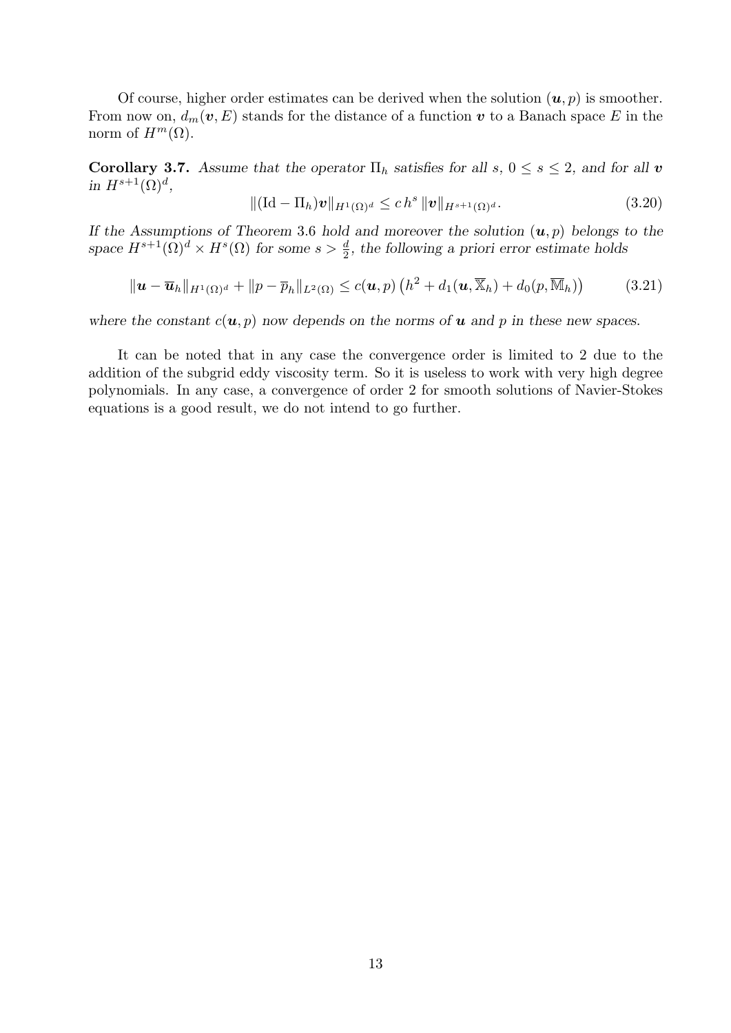Of course, higher order estimates can be derived when the solution $(\boldsymbol{u}, p)$ is smoother. From now on, $d_m(\boldsymbol{v}, E)$ stands for the distance of a function $\boldsymbol{v}$ to a Banach space $E$ in the norm of $H^m(\Omega)$.

**Corollary 3.7.** *Assume that the operator $\Pi_h$ satisfies for all $s$, $0 \leq s \leq 2$, and for all $\boldsymbol{v}$ in $H^{s+1}(\Omega)^d$,*

$$\|(\mathrm{Id} - \Pi_h)\boldsymbol{v}\|_{H^1(\Omega)^d} \leq c\, h^s\, \|\boldsymbol{v}\|_{H^{s+1}(\Omega)^d}. \tag{3.20}$$

*If the Assumptions of Theorem 3.6 hold and moreover the solution $(\boldsymbol{u}, p)$ belongs to the space $H^{s+1}(\Omega)^d \times H^s(\Omega)$ for some $s > \frac{d}{2}$, the following a priori error estimate holds*

$$\|\boldsymbol{u} - \overline{\boldsymbol{u}}_h\|_{H^1(\Omega)^d} + \|p - \overline{p}_h\|_{L^2(\Omega)} \leq c(\boldsymbol{u}, p)\left(h^2 + d_1(\boldsymbol{u}, \overline{\mathbb{X}}_h) + d_0(p, \overline{\mathbb{M}}_h)\right) \tag{3.21}$$

*where the constant $c(\boldsymbol{u}, p)$ now depends on the norms of $\boldsymbol{u}$ and $p$ in these new spaces.*

It can be noted that in any case the convergence order is limited to 2 due to the addition of the subgrid eddy viscosity term. So it is useless to work with very high degree polynomials. In any case, a convergence of order 2 for smooth solutions of Navier-Stokes equations is a good result, we do not intend to go further.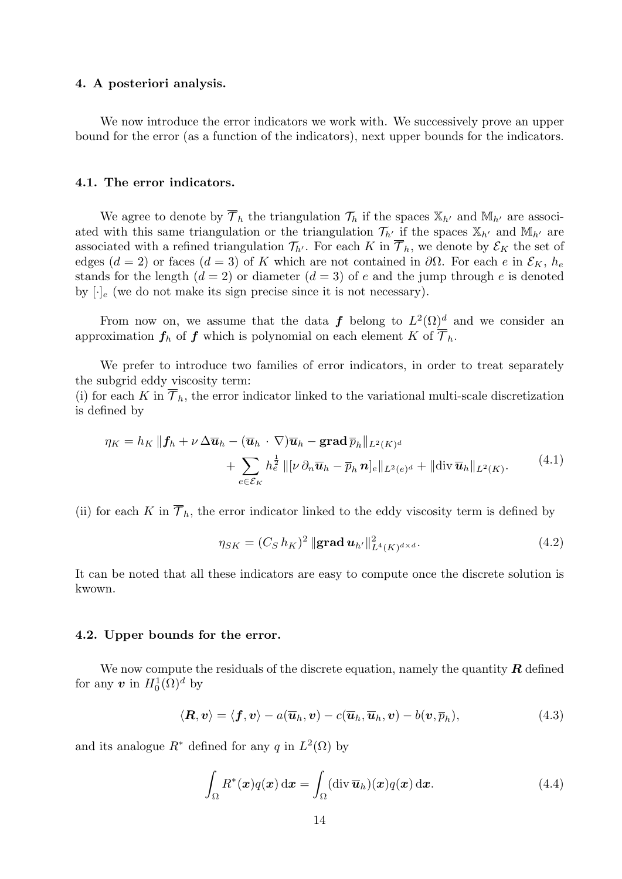## 4. A posteriori analysis.

We now introduce the error indicators we work with. We successively prove an upper bound for the error (as a function of the indicators), next upper bounds for the indicators.

### 4.1. The error indicators.

We agree to denote by $\overline{\mathcal{T}}_h$ the triangulation $\mathcal{T}_h$ if the spaces $\mathbb{X}_{h'}$ and $\mathbb{M}_{h'}$ are associated with this same triangulation or the triangulation $\mathcal{T}_{h'}$ if the spaces $\mathbb{X}_{h'}$ and $\mathbb{M}_{h'}$ are associated with a refined triangulation $\mathcal{T}_{h'}$. For each $K$ in $\overline{\mathcal{T}}_h$, we denote by $\mathcal{E}_K$ the set of edges ($d = 2$) or faces ($d = 3$) of $K$ which are not contained in $\partial\Omega$. For each $e$ in $\mathcal{E}_K$, $h_e$ stands for the length ($d = 2$) or diameter ($d = 3$) of $e$ and the jump through $e$ is denoted by $[\cdot]_e$ (we do not make its sign precise since it is not necessary).

From now on, we assume that the data $\boldsymbol{f}$ belong to $L^2(\Omega)^d$ and we consider an approximation $\boldsymbol{f}_h$ of $\boldsymbol{f}$ which is polynomial on each element $K$ of $\overline{\mathcal{T}}_h$.

We prefer to introduce two families of error indicators, in order to treat separately the subgrid eddy viscosity term:
(i) for each $K$ in $\overline{\mathcal{T}}_h$, the error indicator linked to the variational multi-scale discretization is defined by

$$
\begin{aligned}
\eta_K = h_K \, \|\boldsymbol{f}_h + \nu \, \Delta \overline{\boldsymbol{u}}_h - (\overline{\boldsymbol{u}}_h \cdot \nabla)\overline{\boldsymbol{u}}_h - \mathbf{grad}\, \overline{p}_h\|_{L^2(K)^d} \\
+ \sum_{e \in \mathcal{E}_K} h_e^{\frac{1}{2}} \, \|[\nu \, \partial_n \overline{\boldsymbol{u}}_h - \overline{p}_h \, \boldsymbol{n}]_e\|_{L^2(e)^d} + \|\mathrm{div}\, \overline{\boldsymbol{u}}_h\|_{L^2(K)}.
\end{aligned}
\tag{4.1}
$$

(ii) for each $K$ in $\overline{\mathcal{T}}_h$, the error indicator linked to the eddy viscosity term is defined by

$$
\eta_{SK} = (C_S \, h_K)^2 \, \|\mathbf{grad}\, \boldsymbol{u}_{h'}\|^2_{L^4(K)^{d \times d}}. \tag{4.2}
$$

It can be noted that all these indicators are easy to compute once the discrete solution is kwown.

### 4.2. Upper bounds for the error.

We now compute the residuals of the discrete equation, namely the quantity $\boldsymbol{R}$ defined for any $\boldsymbol{v}$ in $H_0^1(\Omega)^d$ by

$$
\langle \boldsymbol{R}, \boldsymbol{v} \rangle = \langle \boldsymbol{f}, \boldsymbol{v} \rangle - a(\overline{\boldsymbol{u}}_h, \boldsymbol{v}) - c(\overline{\boldsymbol{u}}_h, \overline{\boldsymbol{u}}_h, \boldsymbol{v}) - b(\boldsymbol{v}, \overline{p}_h), \tag{4.3}
$$

and its analogue $R^*$ defined for any $q$ in $L^2(\Omega)$ by

$$
\int_\Omega R^*(\boldsymbol{x}) q(\boldsymbol{x}) \, \mathrm{d}\boldsymbol{x} = \int_\Omega (\mathrm{div}\, \overline{\boldsymbol{u}}_h)(\boldsymbol{x}) q(\boldsymbol{x}) \, \mathrm{d}\boldsymbol{x}. \tag{4.4}
$$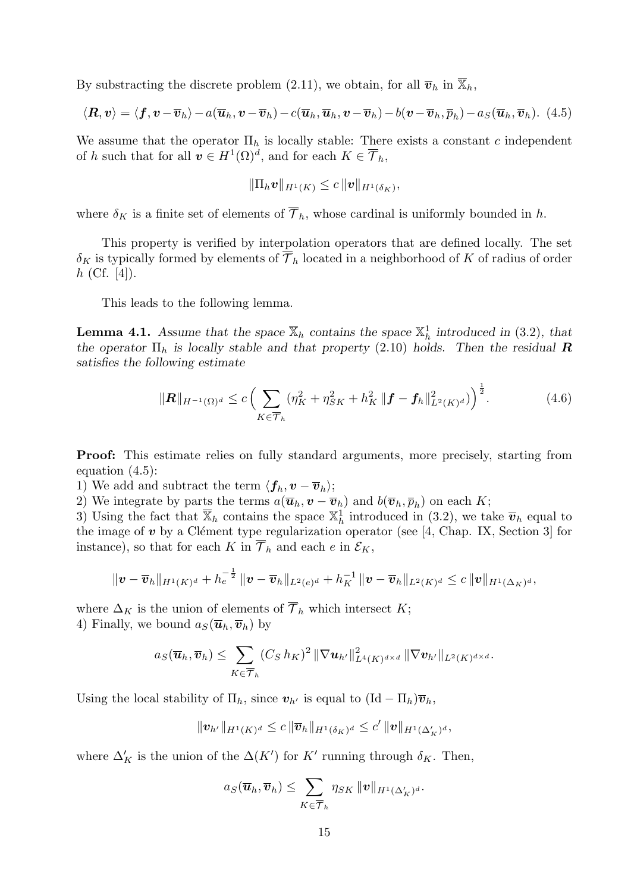By substracting the discrete problem (2.11), we obtain, for all $\overline{\boldsymbol{v}}_h$ in $\overline{\mathbb{X}}_h$,

$$\langle \boldsymbol{R}, \boldsymbol{v} \rangle = \langle \boldsymbol{f}, \boldsymbol{v} - \overline{\boldsymbol{v}}_h \rangle - a(\overline{\boldsymbol{u}}_h, \boldsymbol{v} - \overline{\boldsymbol{v}}_h) - c(\overline{\boldsymbol{u}}_h, \overline{\boldsymbol{u}}_h, \boldsymbol{v} - \overline{\boldsymbol{v}}_h) - b(\boldsymbol{v} - \overline{\boldsymbol{v}}_h, \overline{p}_h) - a_S(\overline{\boldsymbol{u}}_h, \overline{\boldsymbol{v}}_h). \quad (4.5)$$

We assume that the operator $\Pi_h$ is locally stable: There exists a constant $c$ independent of $h$ such that for all $\boldsymbol{v} \in H^1(\Omega)^d$, and for each $K \in \overline{\mathcal{T}}_h$,

$$\|\Pi_h \boldsymbol{v}\|_{H^1(K)} \leq c\, \|\boldsymbol{v}\|_{H^1(\delta_K)},$$

where $\delta_K$ is a finite set of elements of $\overline{\mathcal{T}}_h$, whose cardinal is uniformly bounded in $h$.

This property is verified by interpolation operators that are defined locally. The set $\delta_K$ is typically formed by elements of $\overline{\mathcal{T}}_h$ located in a neighborhood of $K$ of radius of order $h$ (Cf. [4]).

This leads to the following lemma.

**Lemma 4.1.** *Assume that the space $\overline{\mathbb{X}}_h$ contains the space $\mathbb{X}_h^1$ introduced in (3.2), that the operator $\Pi_h$ is locally stable and that property (2.10) holds. Then the residual $\boldsymbol{R}$ satisfies the following estimate*

$$\|\boldsymbol{R}\|_{H^{-1}(\Omega)^d} \leq c \Big( \sum_{K \in \overline{\mathcal{T}}_h} (\eta_K^2 + \eta_{SK}^2 + h_K^2\, \|\boldsymbol{f} - \boldsymbol{f}_h\|^2_{L^2(K)^d}) \Big)^{\frac{1}{2}}. \quad (4.6)$$

**Proof:** This estimate relies on fully standard arguments, more precisely, starting from equation (4.5):
1) We add and subtract the term $\langle \boldsymbol{f}_h, \boldsymbol{v} - \overline{\boldsymbol{v}}_h \rangle$;
2) We integrate by parts the terms $a(\overline{\boldsymbol{u}}_h, \boldsymbol{v} - \overline{\boldsymbol{v}}_h)$ and $b(\overline{\boldsymbol{v}}_h, \overline{p}_h)$ on each $K$;
3) Using the fact that $\overline{\mathbb{X}}_h$ contains the space $\mathbb{X}_h^1$ introduced in (3.2), we take $\overline{\boldsymbol{v}}_h$ equal to the image of $\boldsymbol{v}$ by a Clément type regularization operator (see [4, Chap. IX, Section 3] for instance), so that for each $K$ in $\overline{\mathcal{T}}_h$ and each $e$ in $\mathcal{E}_K$,

$$\|\boldsymbol{v} - \overline{\boldsymbol{v}}_h\|_{H^1(K)^d} + h_e^{-\frac{1}{2}}\, \|\boldsymbol{v} - \overline{\boldsymbol{v}}_h\|_{L^2(e)^d} + h_K^{-1}\, \|\boldsymbol{v} - \overline{\boldsymbol{v}}_h\|_{L^2(K)^d} \leq c\, \|\boldsymbol{v}\|_{H^1(\Delta_K)^d},$$

where $\Delta_K$ is the union of elements of $\overline{\mathcal{T}}_h$ which intersect $K$;
4) Finally, we bound $a_S(\overline{\boldsymbol{u}}_h, \overline{\boldsymbol{v}}_h)$ by

$$a_S(\overline{\boldsymbol{u}}_h, \overline{\boldsymbol{v}}_h) \leq \sum_{K \in \overline{\mathcal{T}}_h} (C_S\, h_K)^2\, \|\nabla \boldsymbol{u}_{h'}\|^2_{L^4(K)^{d \times d}}\, \|\nabla \boldsymbol{v}_{h'}\|_{L^2(K)^{d \times d}}.$$

Using the local stability of $\Pi_h$, since $\boldsymbol{v}_{h'}$ is equal to $(\mathrm{Id} - \Pi_h)\overline{\boldsymbol{v}}_h$,

$$\|\boldsymbol{v}_{h'}\|_{H^1(K)^d} \leq c\, \|\overline{\boldsymbol{v}}_h\|_{H^1(\delta_K)^d} \leq c'\, \|\boldsymbol{v}\|_{H^1(\Delta'_K)^d},$$

where $\Delta'_K$ is the union of the $\Delta(K')$ for $K'$ running through $\delta_K$. Then,

$$a_S(\overline{\boldsymbol{u}}_h, \overline{\boldsymbol{v}}_h) \leq \sum_{K \in \overline{\mathcal{T}}_h} \eta_{SK}\, \|\boldsymbol{v}\|_{H^1(\Delta'_K)^d}.$$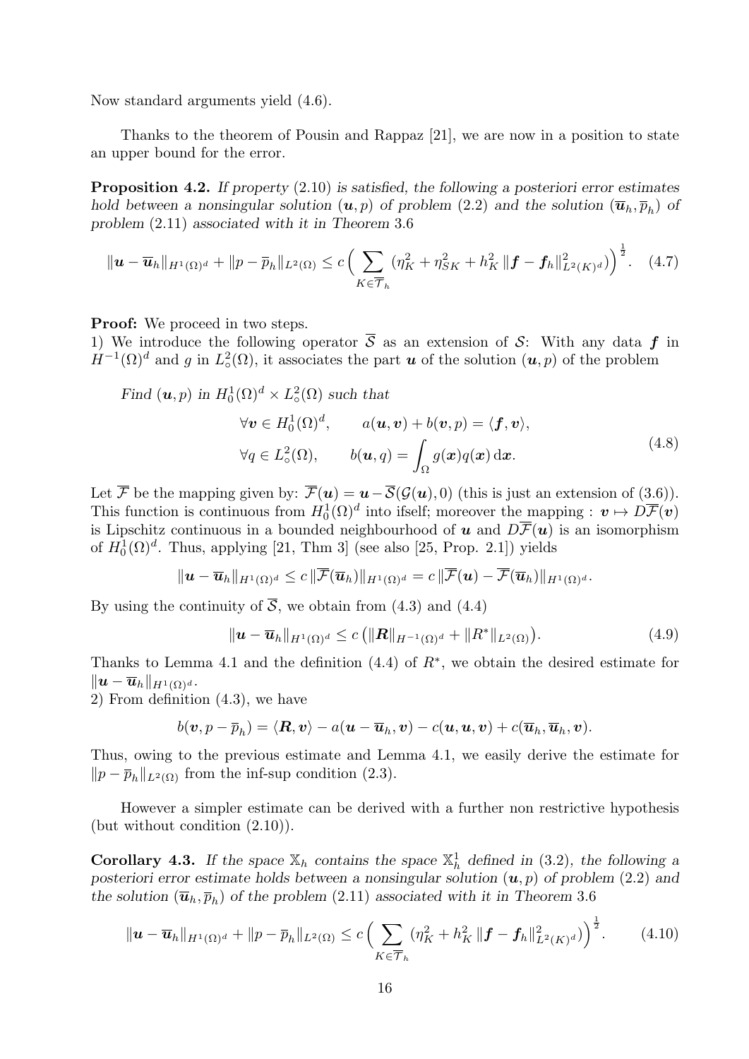Now standard arguments yield (4.6).

Thanks to the theorem of Pousin and Rappaz [21], we are now in a position to state an upper bound for the error.

**Proposition 4.2.** *If property* (2.10) *is satisfied, the following a posteriori error estimates hold between a nonsingular solution* $(\boldsymbol{u}, p)$ *of problem* (2.2) *and the solution* $(\overline{\boldsymbol{u}}_h, \overline{p}_h)$ *of problem* (2.11) *associated with it in Theorem* 3.6

$$\|\boldsymbol{u} - \overline{\boldsymbol{u}}_h\|_{H^1(\Omega)^d} + \|p - \overline{p}_h\|_{L^2(\Omega)} \le c \Big( \sum_{K \in \overline{\mathcal{T}}_h} (\eta_K^2 + \eta_{SK}^2 + h_K^2 \, \|\boldsymbol{f} - \boldsymbol{f}_h\|^2_{L^2(K)^d}) \Big)^{\frac{1}{2}}. \quad (4.7)$$

**Proof:** We proceed in two steps.
1) We introduce the following operator $\overline{\mathcal{S}}$ as an extension of $\mathcal{S}$: With any data $\boldsymbol{f}$ in $H^{-1}(\Omega)^d$ and $g$ in $L^2_\circ(\Omega)$, it associates the part $\boldsymbol{u}$ of the solution $(\boldsymbol{u}, p)$ of the problem

*Find* $(\boldsymbol{u}, p)$ *in* $H^1_0(\Omega)^d \times L^2_\circ(\Omega)$ *such that*

$$\begin{aligned} &\forall \boldsymbol{v} \in H^1_0(\Omega)^d, \qquad a(\boldsymbol{u}, \boldsymbol{v}) + b(\boldsymbol{v}, p) = \langle \boldsymbol{f}, \boldsymbol{v} \rangle, \\ &\forall q \in L^2_\circ(\Omega), \qquad b(\boldsymbol{u}, q) = \int_\Omega g(\boldsymbol{x}) q(\boldsymbol{x}) \, d\boldsymbol{x}. \end{aligned} \quad (4.8)$$

Let $\overline{\mathcal{F}}$ be the mapping given by: $\overline{\mathcal{F}}(\boldsymbol{u}) = \boldsymbol{u} - \overline{\mathcal{S}}(\mathcal{G}(\boldsymbol{u}), 0)$ (this is just an extension of (3.6)). This function is continuous from $H^1_0(\Omega)^d$ into ifself; moreover the mapping : $\boldsymbol{v} \mapsto D\overline{\mathcal{F}}(\boldsymbol{v})$ is Lipschitz continuous in a bounded neighbourhood of $\boldsymbol{u}$ and $D\overline{\mathcal{F}}(\boldsymbol{u})$ is an isomorphism of $H^1_0(\Omega)^d$. Thus, applying [21, Thm 3] (see also [25, Prop. 2.1]) yields

$$\|\boldsymbol{u} - \overline{\boldsymbol{u}}_h\|_{H^1(\Omega)^d} \le c \, \|\overline{\mathcal{F}}(\overline{\boldsymbol{u}}_h)\|_{H^1(\Omega)^d} = c \, \|\overline{\mathcal{F}}(\boldsymbol{u}) - \overline{\mathcal{F}}(\overline{\boldsymbol{u}}_h)\|_{H^1(\Omega)^d}.$$

By using the continuity of $\overline{\mathcal{S}}$, we obtain from (4.3) and (4.4)

$$\|\boldsymbol{u} - \overline{\boldsymbol{u}}_h\|_{H^1(\Omega)^d} \le c \left( \|\boldsymbol{R}\|_{H^{-1}(\Omega)^d} + \|R^*\|_{L^2(\Omega)} \right). \quad (4.9)$$

Thanks to Lemma 4.1 and the definition (4.4) of $R^*$, we obtain the desired estimate for $\|\boldsymbol{u} - \overline{\boldsymbol{u}}_h\|_{H^1(\Omega)^d}$.
2) From definition (4.3), we have

$$b(\boldsymbol{v}, p - \overline{p}_h) = \langle \boldsymbol{R}, \boldsymbol{v} \rangle - a(\boldsymbol{u} - \overline{\boldsymbol{u}}_h, \boldsymbol{v}) - c(\boldsymbol{u}, \boldsymbol{u}, \boldsymbol{v}) + c(\overline{\boldsymbol{u}}_h, \overline{\boldsymbol{u}}_h, \boldsymbol{v}).$$

Thus, owing to the previous estimate and Lemma 4.1, we easily derive the estimate for $\|p - \overline{p}_h\|_{L^2(\Omega)}$ from the inf-sup condition (2.3).

However a simpler estimate can be derived with a further non restrictive hypothesis (but without condition (2.10)).

**Corollary 4.3.** *If the space* $\mathbb{X}_h$ *contains the space* $\mathbb{X}_h^1$ *defined in* (3.2), *the following a posteriori error estimate holds between a nonsingular solution* $(\boldsymbol{u}, p)$ *of problem* (2.2) *and the solution* $(\overline{\boldsymbol{u}}_h, \overline{p}_h)$ *of the problem* (2.11) *associated with it in Theorem* 3.6

$$\|\boldsymbol{u} - \overline{\boldsymbol{u}}_h\|_{H^1(\Omega)^d} + \|p - \overline{p}_h\|_{L^2(\Omega)} \le c \Big( \sum_{K \in \overline{\mathcal{T}}_h} (\eta_K^2 + h_K^2 \, \|\boldsymbol{f} - \boldsymbol{f}_h\|^2_{L^2(K)^d}) \Big)^{\frac{1}{2}}. \quad (4.10)$$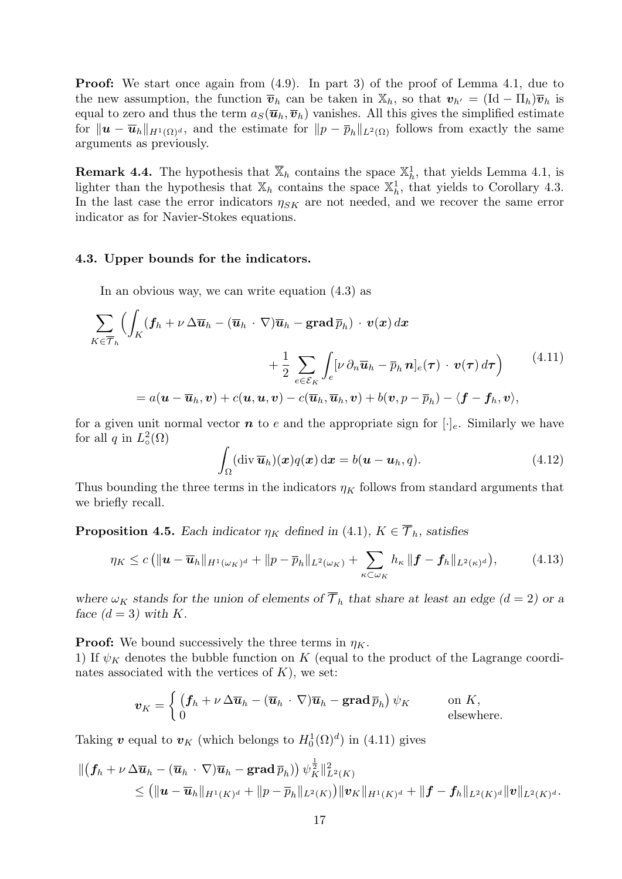**Proof:** We start once again from (4.9). In part 3) of the proof of Lemma 4.1, due to the new assumption, the function $\overline{\boldsymbol{v}}_h$ can be taken in $\mathbb{X}_h$, so that $\boldsymbol{v}_{h'} = (\mathrm{Id} - \Pi_h)\overline{\boldsymbol{v}}_h$ is equal to zero and thus the term $a_S(\overline{\boldsymbol{u}}_h, \overline{\boldsymbol{v}}_h)$ vanishes. All this gives the simplified estimate for $\|\boldsymbol{u} - \overline{\boldsymbol{u}}_h\|_{H^1(\Omega)^d}$, and the estimate for $\|p - \overline{p}_h\|_{L^2(\Omega)}$ follows from exactly the same arguments as previously.

**Remark 4.4.** The hypothesis that $\overline{\mathbb{X}}_h$ contains the space $\mathbb{X}_h^1$, that yields Lemma 4.1, is lighter than the hypothesis that $\mathbb{X}_h$ contains the space $\mathbb{X}_h^1$, that yields to Corollary 4.3. In the last case the error indicators $\eta_{SK}$ are not needed, and we recover the same error indicator as for Navier-Stokes equations.

### 4.3. Upper bounds for the indicators.

In an obvious way, we can write equation (4.3) as

$$
\begin{aligned}
\sum_{K \in \overline{\mathcal{T}}_h} \Big( \int_K (\boldsymbol{f}_h + \nu\, \Delta \overline{\boldsymbol{u}}_h - (\overline{\boldsymbol{u}}_h \cdot \nabla)\overline{\boldsymbol{u}}_h - \mathbf{grad}\, \overline{p}_h) \cdot \boldsymbol{v}(\boldsymbol{x})\, d\boldsymbol{x} & \\
+ \frac{1}{2} \sum_{e \in \mathcal{E}_K} \int_e [\nu\, \partial_n \overline{\boldsymbol{u}}_h - \overline{p}_h\, \boldsymbol{n}]_e(\boldsymbol{\tau}) \cdot \boldsymbol{v}(\boldsymbol{\tau})\, d\boldsymbol{\tau} \Big) & \qquad (4.11) \\
= a(\boldsymbol{u} - \overline{\boldsymbol{u}}_h, \boldsymbol{v}) + c(\boldsymbol{u}, \boldsymbol{u}, \boldsymbol{v}) - c(\overline{\boldsymbol{u}}_h, \overline{\boldsymbol{u}}_h, \boldsymbol{v}) + b(\boldsymbol{v}, p - \overline{p}_h) - \langle \boldsymbol{f} - \boldsymbol{f}_h, \boldsymbol{v} \rangle, &
\end{aligned}
$$

for a given unit normal vector $\boldsymbol{n}$ to $e$ and the appropriate sign for $[\cdot]_e$. Similarly we have for all $q$ in $L^2_\circ(\Omega)$

$$
\int_\Omega (\operatorname{div} \overline{\boldsymbol{u}}_h)(\boldsymbol{x}) q(\boldsymbol{x})\, \mathrm{d}\boldsymbol{x} = b(\boldsymbol{u} - \boldsymbol{u}_h, q). \tag{4.12}
$$

Thus bounding the three terms in the indicators $\eta_K$ follows from standard arguments that we briefly recall.

**Proposition 4.5.** *Each indicator $\eta_K$ defined in (4.1), $K \in \overline{\mathcal{T}}_h$, satisfies*

$$
\eta_K \le c \big( \|\boldsymbol{u} - \overline{\boldsymbol{u}}_h\|_{H^1(\omega_K)^d} + \|p - \overline{p}_h\|_{L^2(\omega_K)} + \sum_{\kappa \subset \omega_K} h_\kappa \|\boldsymbol{f} - \boldsymbol{f}_h\|_{L^2(\kappa)^d} \big), \tag{4.13}
$$

*where $\omega_K$ stands for the union of elements of $\overline{\mathcal{T}}_h$ that share at least an edge ($d = 2$) or a face ($d = 3$) with $K$.*

**Proof:** We bound successively the three terms in $\eta_K$.
1) If $\psi_K$ denotes the bubble function on $K$ (equal to the product of the Lagrange coordinates associated with the vertices of $K$), we set:

$$
\boldsymbol{v}_K = \begin{cases} \big(\boldsymbol{f}_h + \nu\, \Delta \overline{\boldsymbol{u}}_h - (\overline{\boldsymbol{u}}_h \cdot \nabla)\overline{\boldsymbol{u}}_h - \mathbf{grad}\, \overline{p}_h\big)\, \psi_K & \text{on } K, \\ 0 & \text{elsewhere.} \end{cases}
$$

Taking $\boldsymbol{v}$ equal to $\boldsymbol{v}_K$ (which belongs to $H^1_0(\Omega)^d$) in (4.11) gives

$$
\begin{aligned}
&\|\big(\boldsymbol{f}_h + \nu\, \Delta \overline{\boldsymbol{u}}_h - (\overline{\boldsymbol{u}}_h \cdot \nabla)\overline{\boldsymbol{u}}_h - \mathbf{grad}\, \overline{p}_h)\big)\, \psi_K^{\frac{1}{2}}\|^2_{L^2(K)} \\
&\qquad \le \big(\|\boldsymbol{u} - \overline{\boldsymbol{u}}_h\|_{H^1(K)^d} + \|p - \overline{p}_h\|_{L^2(K)}\big)\|\boldsymbol{v}_K\|_{H^1(K)^d} + \|\boldsymbol{f} - \boldsymbol{f}_h\|_{L^2(K)^d}\|\boldsymbol{v}\|_{L^2(K)^d}.
\end{aligned}
$$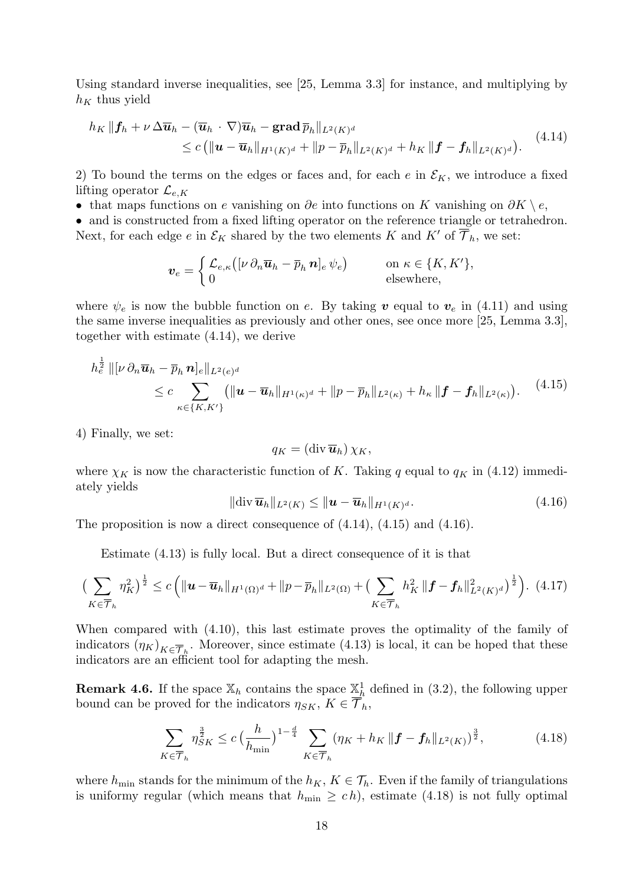Using standard inverse inequalities, see [25, Lemma 3.3] for instance, and multiplying by $h_K$ thus yield

$$
\begin{aligned}
h_K \, \|\boldsymbol{f}_h + \nu \, \Delta \overline{\boldsymbol{u}}_h - (\overline{\boldsymbol{u}}_h \cdot \nabla)\overline{\boldsymbol{u}}_h - \mathbf{grad}\, \overline{p}_h\|_{L^2(K)^d} \\
\leq c \left( \|\boldsymbol{u} - \overline{\boldsymbol{u}}_h\|_{H^1(K)^d} + \|p - \overline{p}_h\|_{L^2(K)^d} + h_K \, \|\boldsymbol{f} - \boldsymbol{f}_h\|_{L^2(K)^d} \right).
\end{aligned}
\tag{4.14}
$$

2) To bound the terms on the edges or faces and, for each $e$ in $\mathcal{E}_K$, we introduce a fixed lifting operator $\mathcal{L}_{e,K}$

- that maps functions on $e$ vanishing on $\partial e$ into functions on $K$ vanishing on $\partial K \setminus e$,
- and is constructed from a fixed lifting operator on the reference triangle or tetrahedron.

Next, for each edge $e$ in $\mathcal{E}_K$ shared by the two elements $K$ and $K'$ of $\overline{\mathcal{T}}_h$, we set:

$$
\boldsymbol{v}_e = \begin{cases} \mathcal{L}_{e,\kappa}\big( [\nu \, \partial_n \overline{\boldsymbol{u}}_h - \overline{p}_h \, \boldsymbol{n}]_e \, \psi_e \big) & \text{on } \kappa \in \{K, K'\}, \\ 0 & \text{elsewhere,} \end{cases}
$$

where $\psi_e$ is now the bubble function on $e$. By taking $\boldsymbol{v}$ equal to $\boldsymbol{v}_e$ in (4.11) and using the same inverse inequalities as previously and other ones, see once more [25, Lemma 3.3], together with estimate (4.14), we derive

$$
\begin{aligned}
h_e^{\frac{1}{2}} \, \|[\nu \, \partial_n \overline{\boldsymbol{u}}_h - \overline{p}_h \, \boldsymbol{n}]_e\|_{L^2(e)^d} \\
\leq c \sum_{\kappa \in \{K, K'\}} \left( \|\boldsymbol{u} - \overline{\boldsymbol{u}}_h\|_{H^1(\kappa)^d} + \|p - \overline{p}_h\|_{L^2(\kappa)} + h_\kappa \, \|\boldsymbol{f} - \boldsymbol{f}_h\|_{L^2(\kappa)} \right).
\end{aligned}
\tag{4.15}
$$

4) Finally, we set:

$$
q_K = (\operatorname{div} \overline{\boldsymbol{u}}_h) \, \chi_K,
$$

where $\chi_K$ is now the characteristic function of $K$. Taking $q$ equal to $q_K$ in (4.12) immediately yields

$$
\|\operatorname{div} \overline{\boldsymbol{u}}_h\|_{L^2(K)} \leq \|\boldsymbol{u} - \overline{\boldsymbol{u}}_h\|_{H^1(K)^d}. \tag{4.16}
$$

The proposition is now a direct consequence of (4.14), (4.15) and (4.16).

Estimate (4.13) is fully local. But a direct consequence of it is that

$$
\Big( \sum_{K \in \overline{\mathcal{T}}_h} \eta_K^2 \Big)^{\frac{1}{2}} \leq c \left( \|\boldsymbol{u} - \overline{\boldsymbol{u}}_h\|_{H^1(\Omega)^d} + \|p - \overline{p}_h\|_{L^2(\Omega)} + \Big( \sum_{K \in \overline{\mathcal{T}}_h} h_K^2 \, \|\boldsymbol{f} - \boldsymbol{f}_h\|_{L^2(K)^d}^2 \Big)^{\frac{1}{2}} \right). \tag{4.17}
$$

When compared with (4.10), this last estimate proves the optimality of the family of indicators $(\eta_K)_{K \in \overline{\mathcal{T}}_h}$. Moreover, since estimate (4.13) is local, it can be hoped that these indicators are an efficient tool for adapting the mesh.

**Remark 4.6.** If the space $\mathbb{X}_h$ contains the space $\mathbb{X}_h^1$ defined in (3.2), the following upper bound can be proved for the indicators $\eta_{SK}$, $K \in \overline{\mathcal{T}}_h$,

$$
\sum_{K \in \overline{\mathcal{T}}_h} \eta_{SK}^{\frac{3}{2}} \leq c \left( \frac{h}{h_{\min}} \right)^{1 - \frac{d}{4}} \sum_{K \in \overline{\mathcal{T}}_h} \left( \eta_K + h_K \, \|\boldsymbol{f} - \boldsymbol{f}_h\|_{L^2(K)} \right)^{\frac{3}{2}}, \tag{4.18}
$$

where $h_{\min}$ stands for the minimum of the $h_K$, $K \in \mathcal{T}_h$. Even if the family of triangulations is uniformy regular (which means that $h_{\min} \geq c\, h$), estimate (4.18) is not fully optimal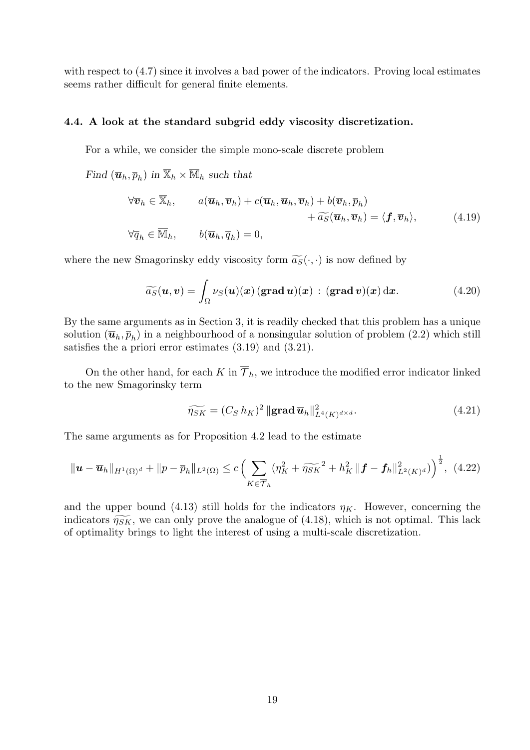with respect to (4.7) since it involves a bad power of the indicators. Proving local estimates seems rather difficult for general finite elements.

### 4.4. A look at the standard subgrid eddy viscosity discretization.

For a while, we consider the simple mono-scale discrete problem

*Find* $(\overline{\boldsymbol{u}}_h, \overline{p}_h)$ *in* $\overline{\mathbb{X}}_h \times \overline{\mathbb{M}}_h$ *such that*

$$
\begin{aligned}
\forall \overline{\boldsymbol{v}}_h \in \overline{\mathbb{X}}_h, \qquad & a(\overline{\boldsymbol{u}}_h, \overline{\boldsymbol{v}}_h) + c(\overline{\boldsymbol{u}}_h, \overline{\boldsymbol{u}}_h, \overline{\boldsymbol{v}}_h) + b(\overline{\boldsymbol{v}}_h, \overline{p}_h) \\
& \qquad + \widetilde{a_S}(\overline{\boldsymbol{u}}_h, \overline{\boldsymbol{v}}_h) = \langle \boldsymbol{f}, \overline{\boldsymbol{v}}_h \rangle, \\
\forall \overline{q}_h \in \overline{\mathbb{M}}_h, \qquad & b(\overline{\boldsymbol{u}}_h, \overline{q}_h) = 0,
\end{aligned}
\tag{4.19}
$$

where the new Smagorinsky eddy viscosity form $\widetilde{a_S}(\cdot,\cdot)$ is now defined by

$$
\widetilde{a_S}(\boldsymbol{u}, \boldsymbol{v}) = \int_\Omega \nu_S(\boldsymbol{u})(\boldsymbol{x})\, (\mathbf{grad}\, \boldsymbol{u})(\boldsymbol{x}) \,:\, (\mathbf{grad}\, \boldsymbol{v})(\boldsymbol{x})\, \mathrm{d}\boldsymbol{x}. \tag{4.20}
$$

By the same arguments as in Section 3, it is readily checked that this problem has a unique solution $(\overline{\boldsymbol{u}}_h, \overline{p}_h)$ in a neighbourhood of a nonsingular solution of problem (2.2) which still satisfies the a priori error estimates (3.19) and (3.21).

On the other hand, for each $K$ in $\overline{\mathcal{T}}_h$, we introduce the modified error indicator linked to the new Smagorinsky term

$$
\widetilde{\eta_{SK}} = (C_S\, h_K)^2\, \|\mathbf{grad}\, \overline{\boldsymbol{u}}_h\|^2_{L^4(K)^{d\times d}}. \tag{4.21}
$$

The same arguments as for Proposition 4.2 lead to the estimate

$$
\|\boldsymbol{u} - \overline{\boldsymbol{u}}_h\|_{H^1(\Omega)^d} + \|p - \overline{p}_h\|_{L^2(\Omega)} \le c\Big( \sum_{K \in \overline{\mathcal{T}}_h} (\eta_K^2 + \widetilde{\eta_{SK}}^2 + h_K^2\, \|\boldsymbol{f} - \boldsymbol{f}_h\|^2_{L^2(K)^d}) \Big)^{\frac{1}{2}}, \tag{4.22}
$$

and the upper bound (4.13) still holds for the indicators $\eta_K$. However, concerning the indicators $\widetilde{\eta_{SK}}$, we can only prove the analogue of (4.18), which is not optimal. This lack of optimality brings to light the interest of using a multi-scale discretization.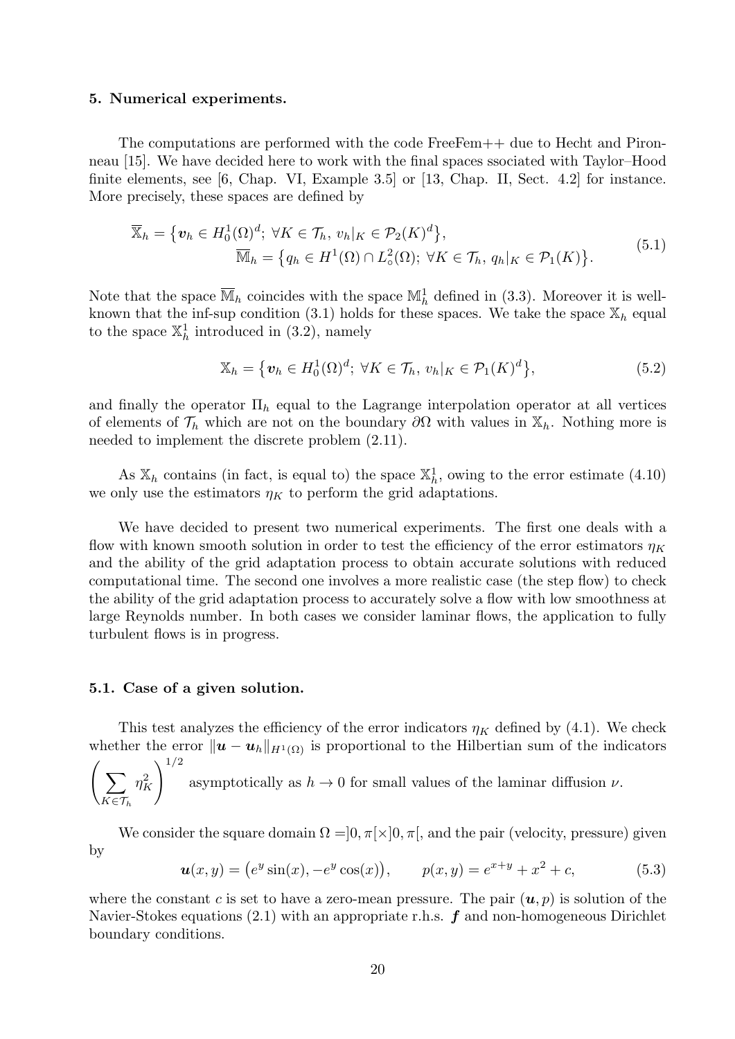## 5. Numerical experiments.

The computations are performed with the code FreeFem++ due to Hecht and Pironneau [15]. We have decided here to work with the final spaces ssociated with Taylor–Hood finite elements, see [6, Chap. VI, Example 3.5] or [13, Chap. II, Sect. 4.2] for instance. More precisely, these spaces are defined by

$$
\begin{aligned}
\overline{\mathbb{X}}_h = \big\{ \boldsymbol{v}_h \in H_0^1(\Omega)^d;\ \forall K \in \mathcal{T}_h,\ v_h|_K \in \mathcal{P}_2(K)^d \big\}, \\
\overline{\mathbb{M}}_h = \big\{ q_h \in H^1(\Omega) \cap L^2_\circ(\Omega);\ \forall K \in \mathcal{T}_h,\ q_h|_K \in \mathcal{P}_1(K) \big\}.
\end{aligned}
\tag{5.1}
$$

Note that the space $\overline{\mathbb{M}}_h$ coincides with the space $\mathbb{M}_h^1$ defined in (3.3). Moreover it is well-known that the inf-sup condition (3.1) holds for these spaces. We take the space $\mathbb{X}_h$ equal to the space $\mathbb{X}_h^1$ introduced in (3.2), namely

$$
\mathbb{X}_h = \big\{ \boldsymbol{v}_h \in H_0^1(\Omega)^d;\ \forall K \in \mathcal{T}_h,\ v_h|_K \in \mathcal{P}_1(K)^d \big\},
\tag{5.2}
$$

and finally the operator $\Pi_h$ equal to the Lagrange interpolation operator at all vertices of elements of $\mathcal{T}_h$ which are not on the boundary $\partial\Omega$ with values in $\mathbb{X}_h$. Nothing more is needed to implement the discrete problem (2.11).

As $\mathbb{X}_h$ contains (in fact, is equal to) the space $\mathbb{X}_h^1$, owing to the error estimate (4.10) we only use the estimators $\eta_K$ to perform the grid adaptations.

We have decided to present two numerical experiments. The first one deals with a flow with known smooth solution in order to test the efficiency of the error estimators $\eta_K$ and the ability of the grid adaptation process to obtain accurate solutions with reduced computational time. The second one involves a more realistic case (the step flow) to check the ability of the grid adaptation process to accurately solve a flow with low smoothness at large Reynolds number. In both cases we consider laminar flows, the application to fully turbulent flows is in progress.

### 5.1. Case of a given solution.

This test analyzes the efficiency of the error indicators $\eta_K$ defined by (4.1). We check whether the error $\|\boldsymbol{u} - \boldsymbol{u}_h\|_{H^1(\Omega)}$ is proportional to the Hilbertian sum of the indicators $\left( \sum_{K \in \mathcal{T}_h} \eta_K^2 \right)^{1/2}$ asymptotically as $h \to 0$ for small values of the laminar diffusion $\nu$.

We consider the square domain $\Omega = ]0, \pi[\times]0, \pi[$, and the pair (velocity, pressure) given by

$$
\boldsymbol{u}(x, y) = \big( e^y \sin(x), -e^y \cos(x) \big), \qquad p(x, y) = e^{x+y} + x^2 + c,
\tag{5.3}
$$

where the constant $c$ is set to have a zero-mean pressure. The pair $(\boldsymbol{u}, p)$ is solution of the Navier-Stokes equations (2.1) with an appropriate r.h.s. $\boldsymbol{f}$ and non-homogeneous Dirichlet boundary conditions.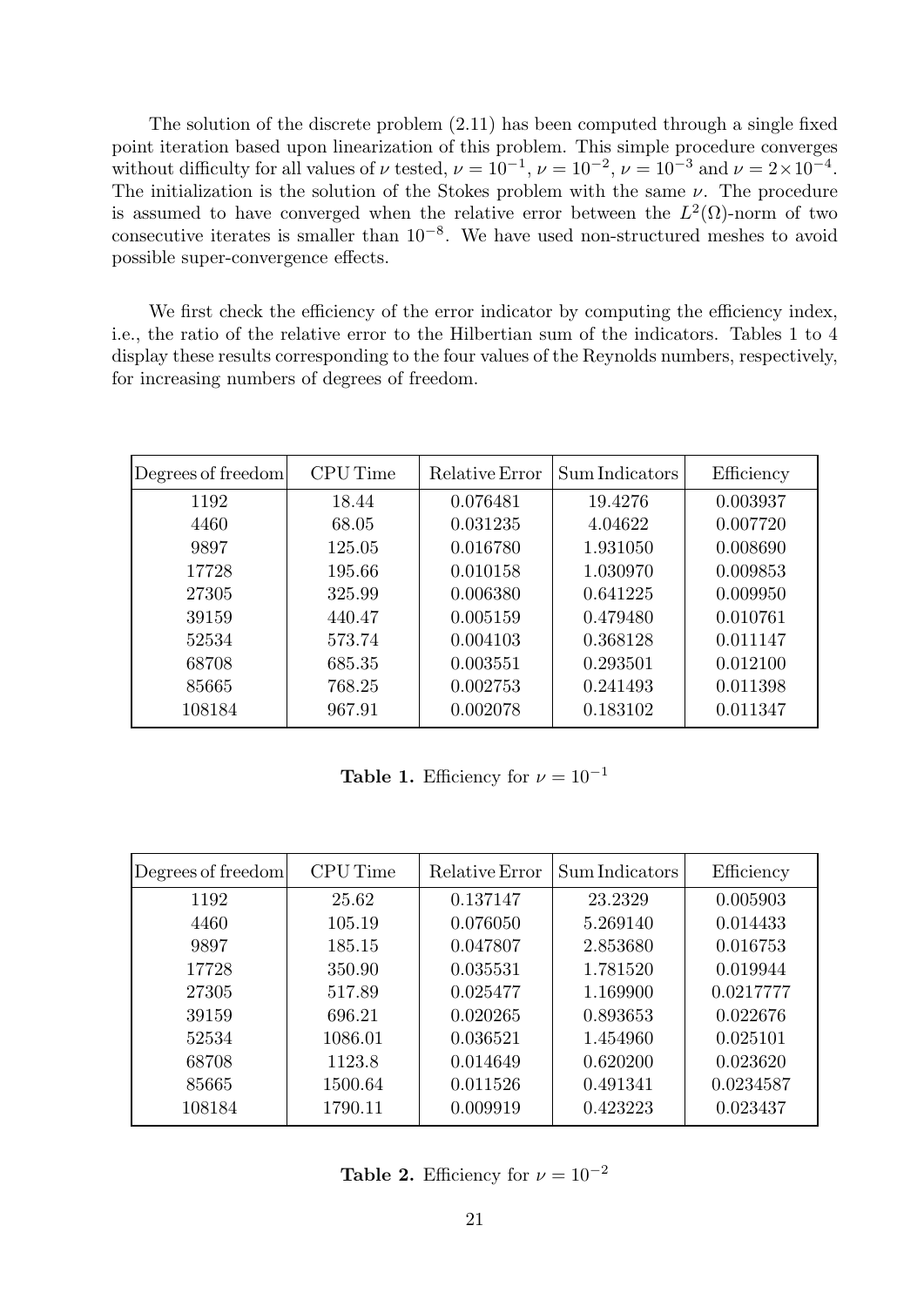The solution of the discrete problem (2.11) has been computed through a single fixed point iteration based upon linearization of this problem. This simple procedure converges without difficulty for all values of $\nu$ tested, $\nu = 10^{-1}$, $\nu = 10^{-2}$, $\nu = 10^{-3}$ and $\nu = 2\times 10^{-4}$. The initialization is the solution of the Stokes problem with the same $\nu$. The procedure is assumed to have converged when the relative error between the $L^2(\Omega)$-norm of two consecutive iterates is smaller than $10^{-8}$. We have used non-structured meshes to avoid possible super-convergence effects.

We first check the efficiency of the error indicator by computing the efficiency index, i.e., the ratio of the relative error to the Hilbertian sum of the indicators. Tables 1 to 4 display these results corresponding to the four values of the Reynolds numbers, respectively, for increasing numbers of degrees of freedom.

| Degrees of freedom | CPU Time | Relative Error | Sum Indicators | Efficiency |
|---|---|---|---|---|
| 1192 | 18.44 | 0.076481 | 19.4276 | 0.003937 |
| 4460 | 68.05 | 0.031235 | 4.04622 | 0.007720 |
| 9897 | 125.05 | 0.016780 | 1.931050 | 0.008690 |
| 17728 | 195.66 | 0.010158 | 1.030970 | 0.009853 |
| 27305 | 325.99 | 0.006380 | 0.641225 | 0.009950 |
| 39159 | 440.47 | 0.005159 | 0.479480 | 0.010761 |
| 52534 | 573.74 | 0.004103 | 0.368128 | 0.011147 |
| 68708 | 685.35 | 0.003551 | 0.293501 | 0.012100 |
| 85665 | 768.25 | 0.002753 | 0.241493 | 0.011398 |
| 108184 | 967.91 | 0.002078 | 0.183102 | 0.011347 |

**Table 1.** Efficiency for $\nu = 10^{-1}$

| Degrees of freedom | CPU Time | Relative Error | Sum Indicators | Efficiency |
|---|---|---|---|---|
| 1192 | 25.62 | 0.137147 | 23.2329 | 0.005903 |
| 4460 | 105.19 | 0.076050 | 5.269140 | 0.014433 |
| 9897 | 185.15 | 0.047807 | 2.853680 | 0.016753 |
| 17728 | 350.90 | 0.035531 | 1.781520 | 0.019944 |
| 27305 | 517.89 | 0.025477 | 1.169900 | 0.0217777 |
| 39159 | 696.21 | 0.020265 | 0.893653 | 0.022676 |
| 52534 | 1086.01 | 0.036521 | 1.454960 | 0.025101 |
| 68708 | 1123.8 | 0.014649 | 0.620200 | 0.023620 |
| 85665 | 1500.64 | 0.011526 | 0.491341 | 0.0234587 |
| 108184 | 1790.11 | 0.009919 | 0.423223 | 0.023437 |

**Table 2.** Efficiency for $\nu = 10^{-2}$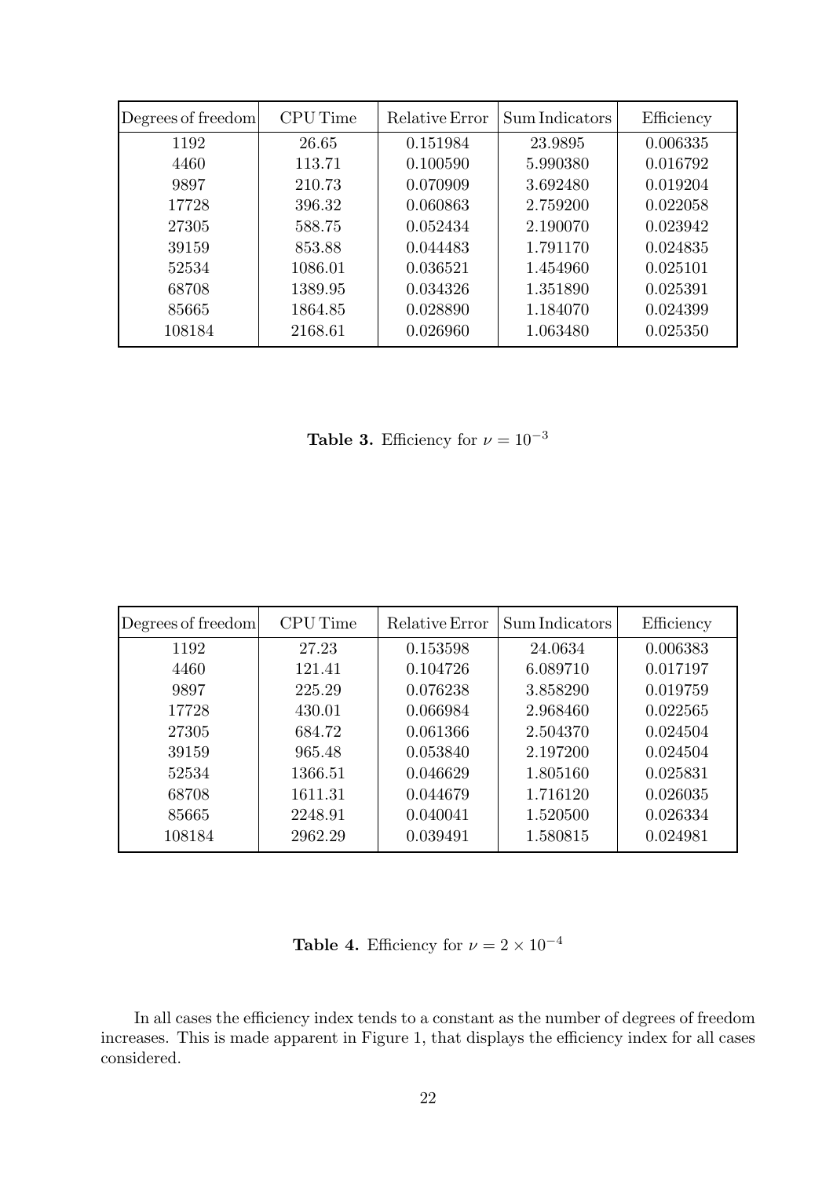| Degrees of freedom | CPU Time | Relative Error | Sum Indicators | Efficiency |
|---|---|---|---|---|
| 1192 | 26.65 | 0.151984 | 23.9895 | 0.006335 |
| 4460 | 113.71 | 0.100590 | 5.990380 | 0.016792 |
| 9897 | 210.73 | 0.070909 | 3.692480 | 0.019204 |
| 17728 | 396.32 | 0.060863 | 2.759200 | 0.022058 |
| 27305 | 588.75 | 0.052434 | 2.190070 | 0.023942 |
| 39159 | 853.88 | 0.044483 | 1.791170 | 0.024835 |
| 52534 | 1086.01 | 0.036521 | 1.454960 | 0.025101 |
| 68708 | 1389.95 | 0.034326 | 1.351890 | 0.025391 |
| 85665 | 1864.85 | 0.028890 | 1.184070 | 0.024399 |
| 108184 | 2168.61 | 0.026960 | 1.063480 | 0.025350 |

**Table 3.** Efficiency for $\nu = 10^{-3}$

| Degrees of freedom | CPU Time | Relative Error | Sum Indicators | Efficiency |
|---|---|---|---|---|
| 1192 | 27.23 | 0.153598 | 24.0634 | 0.006383 |
| 4460 | 121.41 | 0.104726 | 6.089710 | 0.017197 |
| 9897 | 225.29 | 0.076238 | 3.858290 | 0.019759 |
| 17728 | 430.01 | 0.066984 | 2.968460 | 0.022565 |
| 27305 | 684.72 | 0.061366 | 2.504370 | 0.024504 |
| 39159 | 965.48 | 0.053840 | 2.197200 | 0.024504 |
| 52534 | 1366.51 | 0.046629 | 1.805160 | 0.025831 |
| 68708 | 1611.31 | 0.044679 | 1.716120 | 0.026035 |
| 85665 | 2248.91 | 0.040041 | 1.520500 | 0.026334 |
| 108184 | 2962.29 | 0.039491 | 1.580815 | 0.024981 |

**Table 4.** Efficiency for $\nu = 2 \times 10^{-4}$

In all cases the efficiency index tends to a constant as the number of degrees of freedom increases. This is made apparent in Figure 1, that displays the efficiency index for all cases considered.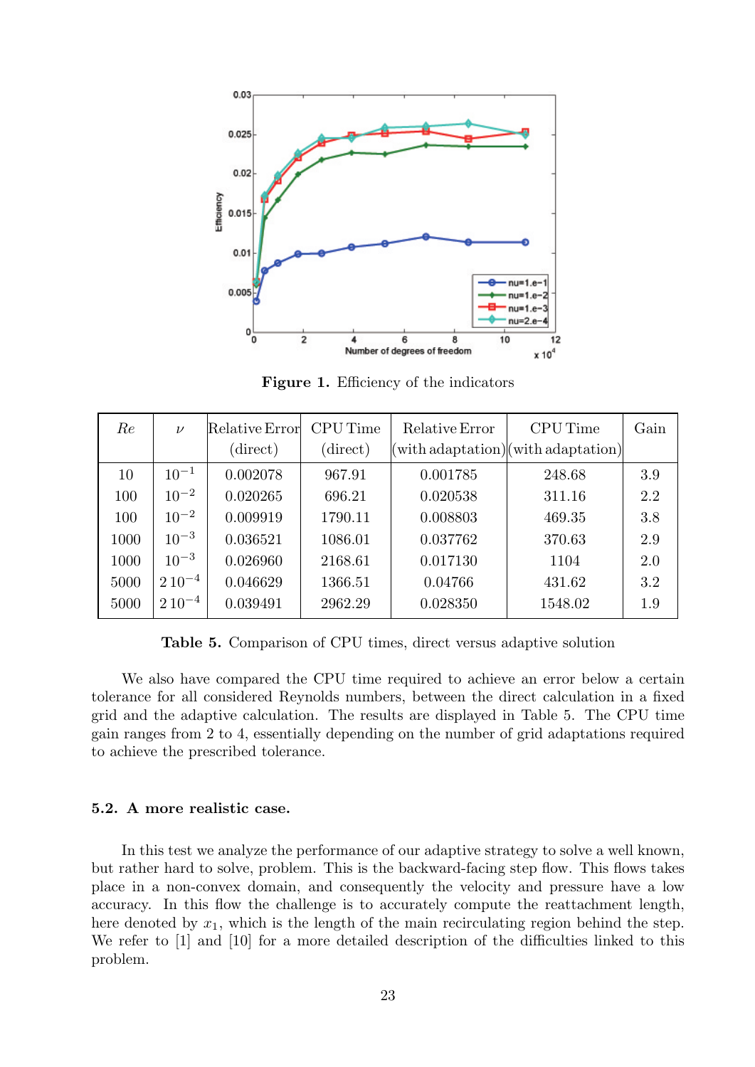**Figure 1.** Efficiency of the indicators

| *Re* | $\nu$ | Relative Error (direct) | CPU Time (direct) | Relative Error (with adaptation) | CPU Time (with adaptation) | Gain |
|---|---|---|---|---|---|---|
| 10 | $10^{-1}$ | 0.002078 | 967.91 | 0.001785 | 248.68 | 3.9 |
| 100 | $10^{-2}$ | 0.020265 | 696.21 | 0.020538 | 311.16 | 2.2 |
| 100 | $10^{-2}$ | 0.009919 | 1790.11 | 0.008803 | 469.35 | 3.8 |
| 1000 | $10^{-3}$ | 0.036521 | 1086.01 | 0.037762 | 370.63 | 2.9 |
| 1000 | $10^{-3}$ | 0.026960 | 2168.61 | 0.017130 | 1104 | 2.0 |
| 5000 | $2\,10^{-4}$ | 0.046629 | 1366.51 | 0.04766 | 431.62 | 3.2 |
| 5000 | $2\,10^{-4}$ | 0.039491 | 2962.29 | 0.028350 | 1548.02 | 1.9 |

**Table 5.** Comparison of CPU times, direct versus adaptive solution

We also have compared the CPU time required to achieve an error below a certain tolerance for all considered Reynolds numbers, between the direct calculation in a fixed grid and the adaptive calculation. The results are displayed in Table 5. The CPU time gain ranges from 2 to 4, essentially depending on the number of grid adaptations required to achieve the prescribed tolerance.

### 5.2. A more realistic case.

In this test we analyze the performance of our adaptive strategy to solve a well known, but rather hard to solve, problem. This is the backward-facing step flow. This flows takes place in a non-convex domain, and consequently the velocity and pressure have a low accuracy. In this flow the challenge is to accurately compute the reattachment length, here denoted by $x_1$, which is the length of the main recirculating region behind the step. We refer to [1] and [10] for a more detailed description of the difficulties linked to this problem.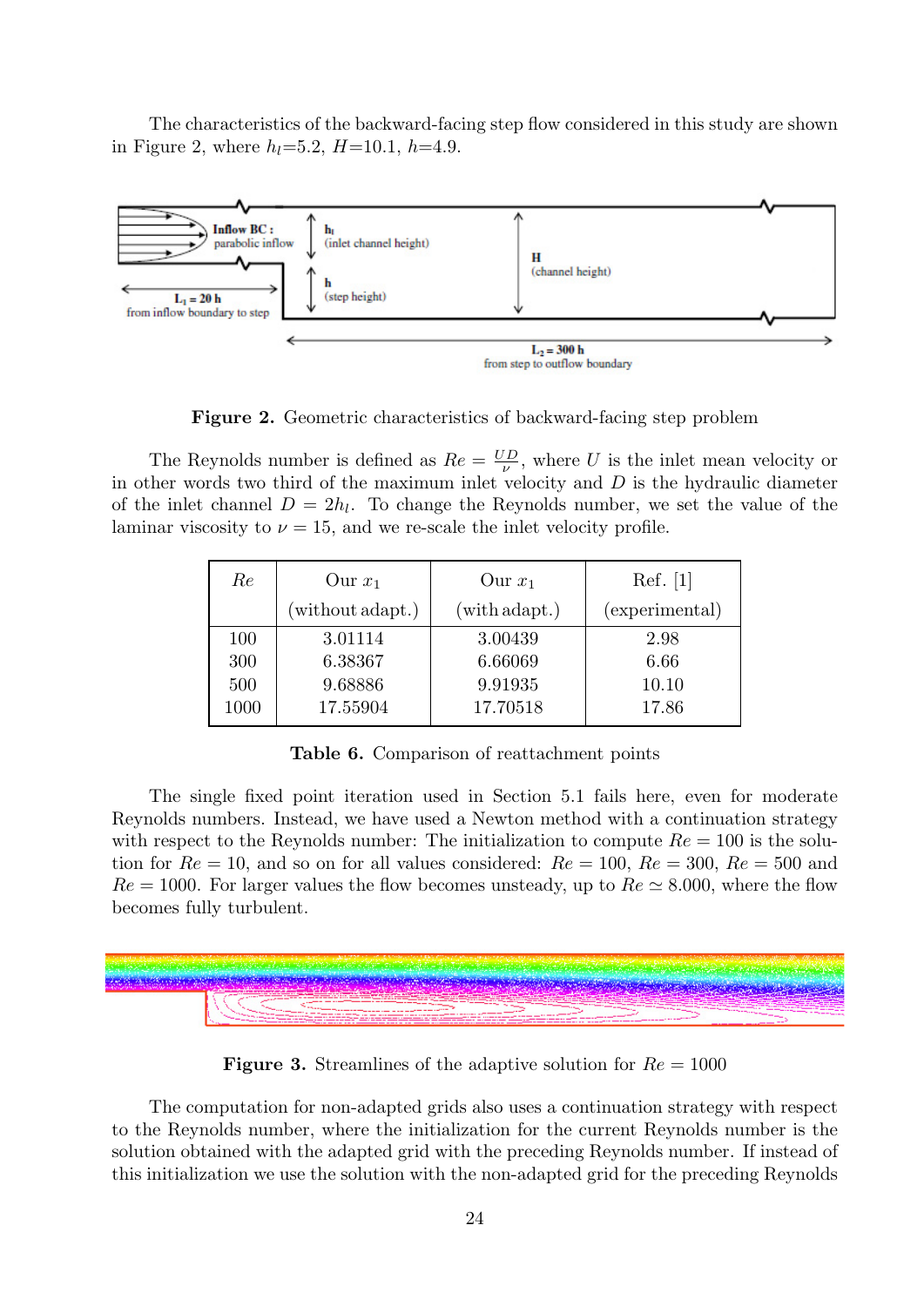The characteristics of the backward-facing step flow considered in this study are shown in Figure 2, where $h_l$=5.2, $H$=10.1, $h$=4.9.

**Figure 2.** Geometric characteristics of backward-facing step problem

The Reynolds number is defined as $Re = \frac{UD}{\nu}$, where $U$ is the inlet mean velocity or in other words two third of the maximum inlet velocity and $D$ is the hydraulic diameter of the inlet channel $D = 2h_l$. To change the Reynolds number, we set the value of the laminar viscosity to $\nu = 15$, and we re-scale the inlet velocity profile.

| $Re$ | Our $x_1$ (without adapt.) | Our $x_1$ (with adapt.) | Ref. [1] (experimental) |
|---|---|---|---|
| 100 | 3.01114 | 3.00439 | 2.98 |
| 300 | 6.38367 | 6.66069 | 6.66 |
| 500 | 9.68886 | 9.91935 | 10.10 |
| 1000 | 17.55904 | 17.70518 | 17.86 |

**Table 6.** Comparison of reattachment points

The single fixed point iteration used in Section 5.1 fails here, even for moderate Reynolds numbers. Instead, we have used a Newton method with a continuation strategy with respect to the Reynolds number: The initialization to compute $Re = 100$ is the solution for $Re = 10$, and so on for all values considered: $Re = 100$, $Re = 300$, $Re = 500$ and $Re = 1000$. For larger values the flow becomes unsteady, up to $Re \simeq 8.000$, where the flow becomes fully turbulent.

**Figure 3.** Streamlines of the adaptive solution for $Re = 1000$

The computation for non-adapted grids also uses a continuation strategy with respect to the Reynolds number, where the initialization for the current Reynolds number is the solution obtained with the adapted grid with the preceding Reynolds number. If instead of this initialization we use the solution with the non-adapted grid for the preceding Reynolds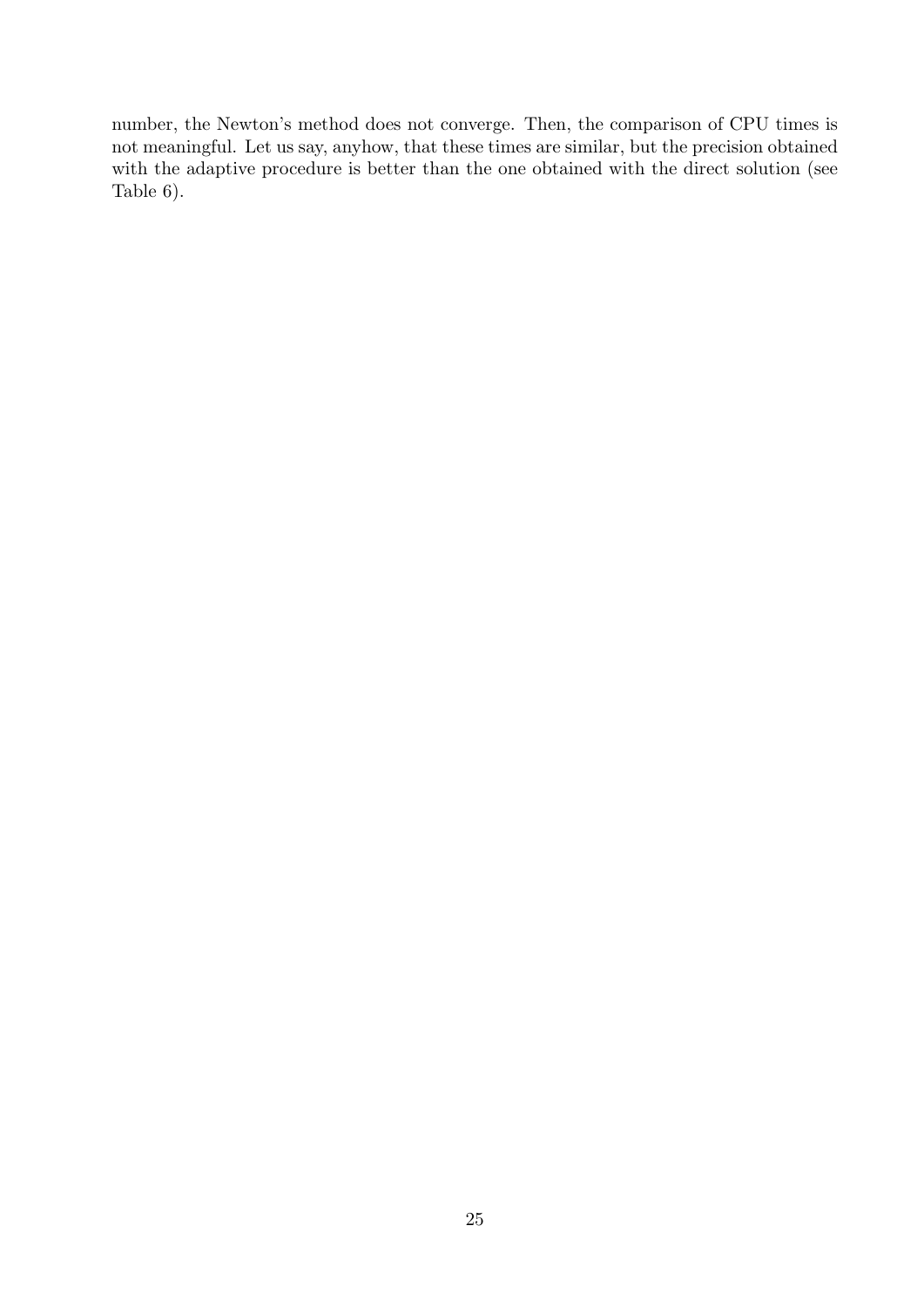number, the Newton's method does not converge. Then, the comparison of CPU times is not meaningful. Let us say, anyhow, that these times are similar, but the precision obtained with the adaptive procedure is better than the one obtained with the direct solution (see Table 6).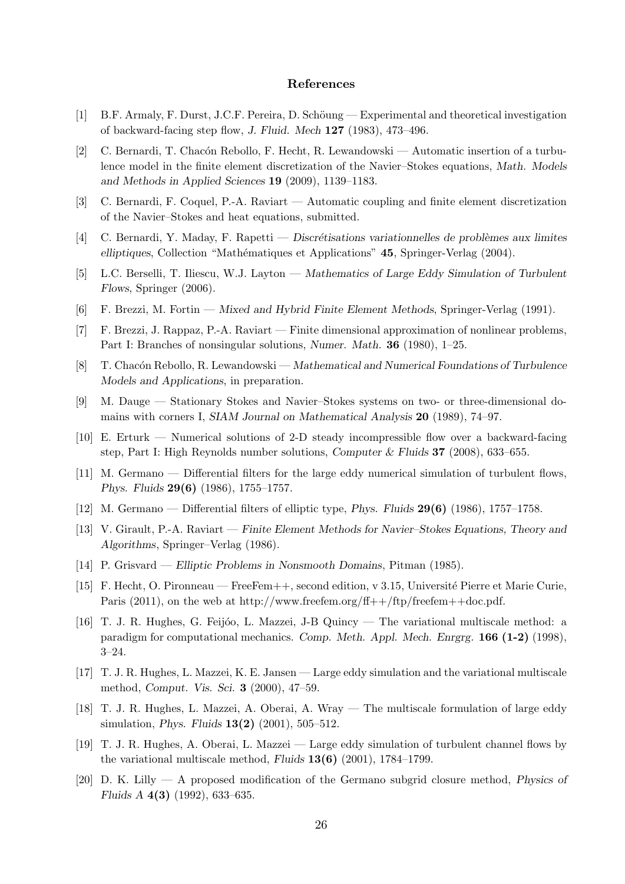## References

[1] B.F. Armaly, F. Durst, J.C.F. Pereira, D. Schöung — Experimental and theoretical investigation of backward-facing step flow, *J. Fluid. Mech* **127** (1983), 473–496.

[2] C. Bernardi, T. Chacón Rebollo, F. Hecht, R. Lewandowski — Automatic insertion of a turbulence model in the finite element discretization of the Navier–Stokes equations, *Math. Models and Methods in Applied Sciences* **19** (2009), 1139–1183.

[3] C. Bernardi, F. Coquel, P.-A. Raviart — Automatic coupling and finite element discretization of the Navier–Stokes and heat equations, submitted.

[4] C. Bernardi, Y. Maday, F. Rapetti — *Discrétisations variationnelles de problèmes aux limites elliptiques*, Collection "Mathématiques et Applications" **45**, Springer-Verlag (2004).

[5] L.C. Berselli, T. Iliescu, W.J. Layton — *Mathematics of Large Eddy Simulation of Turbulent Flows*, Springer (2006).

[6] F. Brezzi, M. Fortin — *Mixed and Hybrid Finite Element Methods*, Springer-Verlag (1991).

[7] F. Brezzi, J. Rappaz, P.-A. Raviart — Finite dimensional approximation of nonlinear problems, Part I: Branches of nonsingular solutions, *Numer. Math.* **36** (1980), 1–25.

[8] T. Chacón Rebollo, R. Lewandowski — *Mathematical and Numerical Foundations of Turbulence Models and Applications*, in preparation.

[9] M. Dauge — Stationary Stokes and Navier–Stokes systems on two- or three-dimensional domains with corners I, *SIAM Journal on Mathematical Analysis* **20** (1989), 74–97.

[10] E. Erturk — Numerical solutions of 2-D steady incompressible flow over a backward-facing step, Part I: High Reynolds number solutions, *Computer & Fluids* **37** (2008), 633–655.

[11] M. Germano — Differential filters for the large eddy numerical simulation of turbulent flows, *Phys. Fluids* **29(6)** (1986), 1755–1757.

[12] M. Germano — Differential filters of elliptic type, *Phys. Fluids* **29(6)** (1986), 1757–1758.

[13] V. Girault, P.-A. Raviart — *Finite Element Methods for Navier–Stokes Equations, Theory and Algorithms*, Springer–Verlag (1986).

[14] P. Grisvard — *Elliptic Problems in Nonsmooth Domains*, Pitman (1985).

[15] F. Hecht, O. Pironneau — FreeFem++, second edition, v 3.15, Université Pierre et Marie Curie, Paris (2011), on the web at http://www.freefem.org/ff++/ftp/freefem++doc.pdf.

[16] T. J. R. Hughes, G. Feijóo, L. Mazzei, J-B Quincy — The variational multiscale method: a paradigm for computational mechanics. *Comp. Meth. Appl. Mech. Enrgrg.* **166 (1-2)** (1998), 3–24.

[17] T. J. R. Hughes, L. Mazzei, K. E. Jansen — Large eddy simulation and the variational multiscale method, *Comput. Vis. Sci.* **3** (2000), 47–59.

[18] T. J. R. Hughes, L. Mazzei, A. Oberai, A. Wray — The multiscale formulation of large eddy simulation, *Phys. Fluids* **13(2)** (2001), 505–512.

[19] T. J. R. Hughes, A. Oberai, L. Mazzei — Large eddy simulation of turbulent channel flows by the variational multiscale method, *Fluids* **13(6)** (2001), 1784–1799.

[20] D. K. Lilly — A proposed modification of the Germano subgrid closure method, *Physics of Fluids A* **4(3)** (1992), 633–635.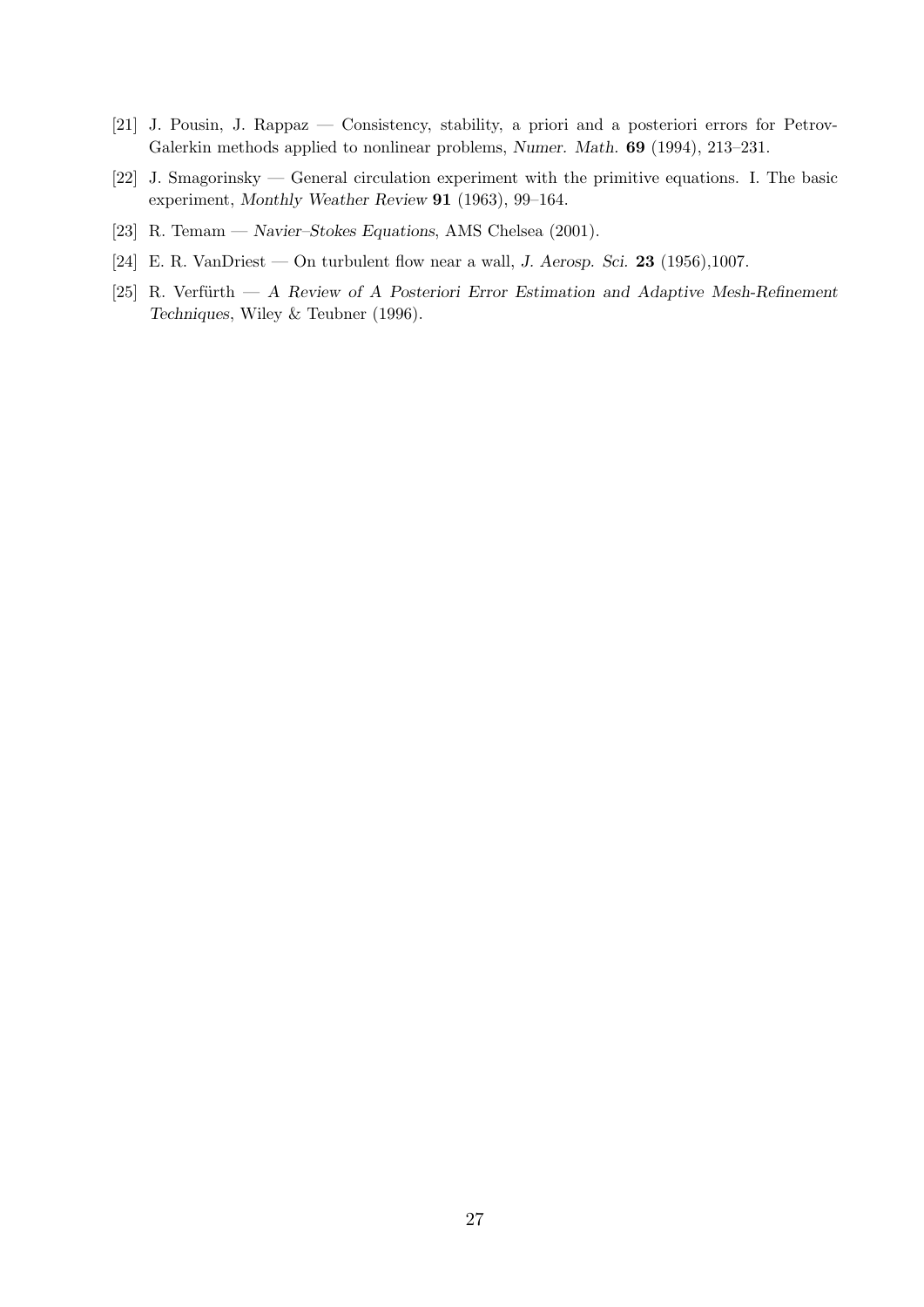[21] J. Pousin, J. Rappaz — Consistency, stability, a priori and a posteriori errors for Petrov-Galerkin methods applied to nonlinear problems, *Numer. Math.* **69** (1994), 213–231.

[22] J. Smagorinsky — General circulation experiment with the primitive equations. I. The basic experiment, *Monthly Weather Review* **91** (1963), 99–164.

[23] R. Temam — *Navier–Stokes Equations*, AMS Chelsea (2001).

[24] E. R. VanDriest — On turbulent flow near a wall, *J. Aerosp. Sci.* **23** (1956),1007.

[25] R. Verfürth — *A Review of A Posteriori Error Estimation and Adaptive Mesh-Refinement Techniques*, Wiley & Teubner (1996).